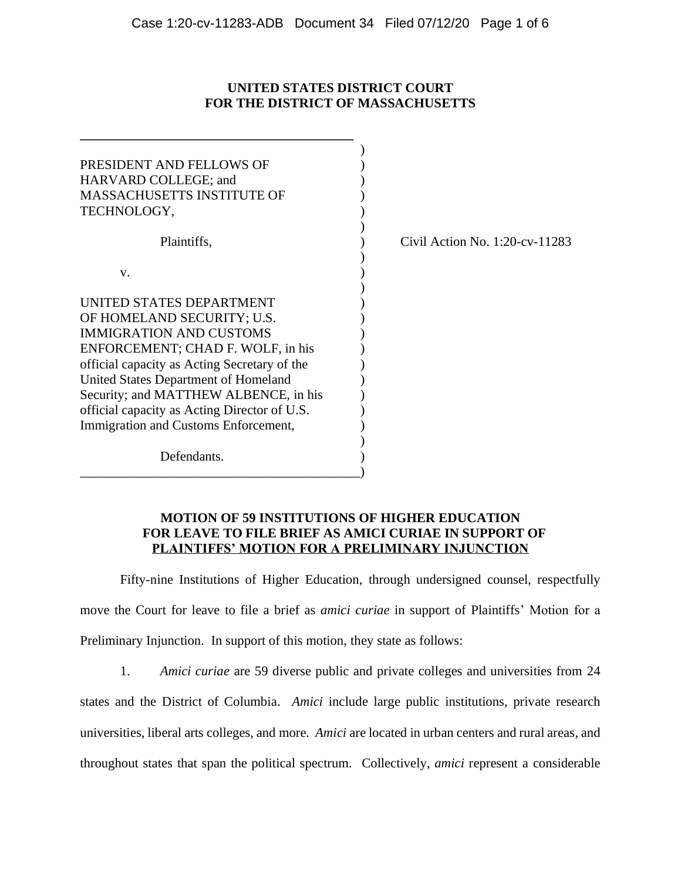**UNITED STATES DISTRICT COURT**
**FOR THE DISTRICT OF MASSACHUSETTS**

PRESIDENT AND FELLOWS OF HARVARD COLLEGE; and MASSACHUSETTS INSTITUTE OF TECHNOLOGY,

Plaintiffs,

v.

UNITED STATES DEPARTMENT OF HOMELAND SECURITY; U.S. IMMIGRATION AND CUSTOMS ENFORCEMENT; CHAD F. WOLF, in his official capacity as Acting Secretary of the United States Department of Homeland Security; and MATTHEW ALBENCE, in his official capacity as Acting Director of U.S. Immigration and Customs Enforcement,

Defendants.

Civil Action No. 1:20-cv-11283

**MOTION OF 59 INSTITUTIONS OF HIGHER EDUCATION FOR LEAVE TO FILE BRIEF AS AMICI CURIAE IN SUPPORT OF PLAINTIFFS' MOTION FOR A PRELIMINARY INJUNCTION**

Fifty-nine Institutions of Higher Education, through undersigned counsel, respectfully move the Court for leave to file a brief as *amici curiae* in support of Plaintiffs' Motion for a Preliminary Injunction. In support of this motion, they state as follows:

1. *Amici curiae* are 59 diverse public and private colleges and universities from 24 states and the District of Columbia. *Amici* include large public institutions, private research universities, liberal arts colleges, and more. *Amici* are located in urban centers and rural areas, and throughout states that span the political spectrum. Collectively, *amici* represent a considerable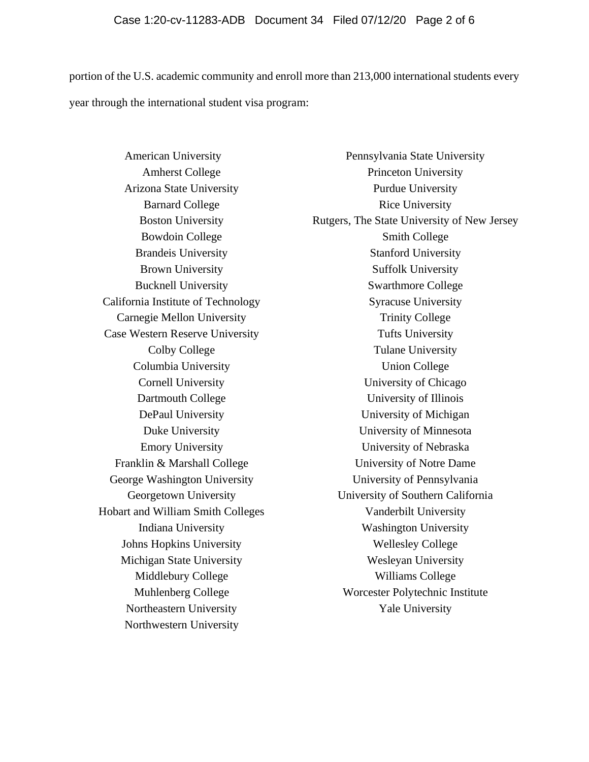portion of the U.S. academic community and enroll more than 213,000 international students every year through the international student visa program:

American University
Amherst College
Arizona State University
Barnard College
Boston University
Bowdoin College
Brandeis University
Brown University
Bucknell University
California Institute of Technology
Carnegie Mellon University
Case Western Reserve University
Colby College
Columbia University
Cornell University
Dartmouth College
DePaul University
Duke University
Emory University
Franklin & Marshall College
George Washington University
Georgetown University
Hobart and William Smith Colleges
Indiana University
Johns Hopkins University
Michigan State University
Middlebury College
Muhlenberg College
Northeastern University
Northwestern University
Pennsylvania State University
Princeton University
Purdue University
Rice University
Rutgers, The State University of New Jersey
Smith College
Stanford University
Suffolk University
Swarthmore College
Syracuse University
Trinity College
Tufts University
Tulane University
Union College
University of Chicago
University of Illinois
University of Michigan
University of Minnesota
University of Nebraska
University of Notre Dame
University of Pennsylvania
University of Southern California
Vanderbilt University
Washington University
Wellesley College
Wesleyan University
Williams College
Worcester Polytechnic Institute
Yale University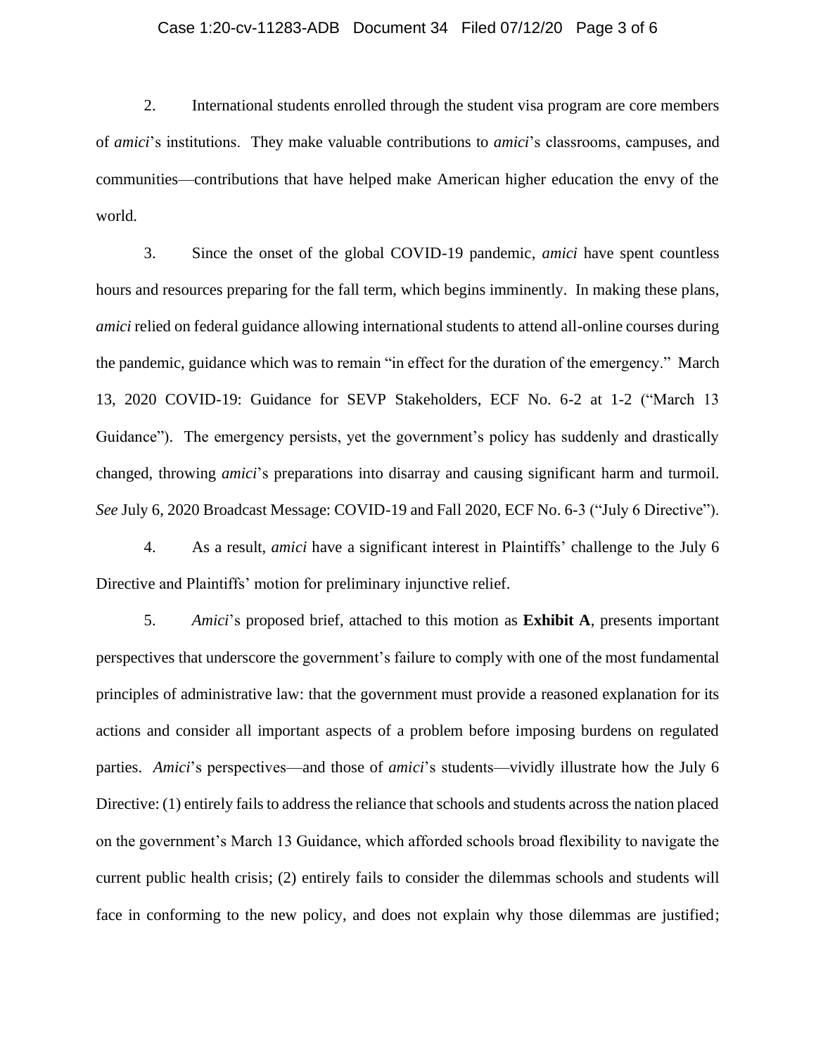2. International students enrolled through the student visa program are core members of *amici*'s institutions. They make valuable contributions to *amici*'s classrooms, campuses, and communities—contributions that have helped make American higher education the envy of the world.

3. Since the onset of the global COVID-19 pandemic, *amici* have spent countless hours and resources preparing for the fall term, which begins imminently. In making these plans, *amici* relied on federal guidance allowing international students to attend all-online courses during the pandemic, guidance which was to remain "in effect for the duration of the emergency." March 13, 2020 COVID-19: Guidance for SEVP Stakeholders, ECF No. 6-2 at 1-2 ("March 13 Guidance"). The emergency persists, yet the government's policy has suddenly and drastically changed, throwing *amici*'s preparations into disarray and causing significant harm and turmoil. *See* July 6, 2020 Broadcast Message: COVID-19 and Fall 2020, ECF No. 6-3 ("July 6 Directive").

4. As a result, *amici* have a significant interest in Plaintiffs' challenge to the July 6 Directive and Plaintiffs' motion for preliminary injunctive relief.

5. *Amici*'s proposed brief, attached to this motion as **Exhibit A**, presents important perspectives that underscore the government's failure to comply with one of the most fundamental principles of administrative law: that the government must provide a reasoned explanation for its actions and consider all important aspects of a problem before imposing burdens on regulated parties. *Amici*'s perspectives—and those of *amici*'s students—vividly illustrate how the July 6 Directive: (1) entirely fails to address the reliance that schools and students across the nation placed on the government's March 13 Guidance, which afforded schools broad flexibility to navigate the current public health crisis; (2) entirely fails to consider the dilemmas schools and students will face in conforming to the new policy, and does not explain why those dilemmas are justified;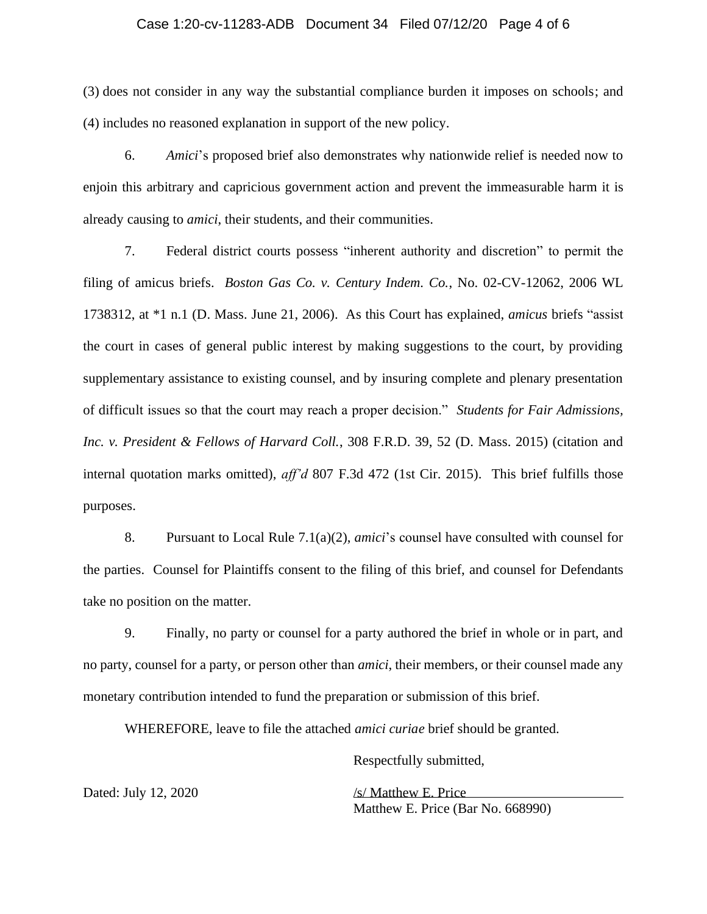(3) does not consider in any way the substantial compliance burden it imposes on schools; and (4) includes no reasoned explanation in support of the new policy.

6. *Amici*'s proposed brief also demonstrates why nationwide relief is needed now to enjoin this arbitrary and capricious government action and prevent the immeasurable harm it is already causing to *amici*, their students, and their communities.

7. Federal district courts possess "inherent authority and discretion" to permit the filing of amicus briefs. *Boston Gas Co. v. Century Indem. Co.*, No. 02-CV-12062, 2006 WL 1738312, at *1 n.1 (D. Mass. June 21, 2006). As this Court has explained, *amicus* briefs "assist the court in cases of general public interest by making suggestions to the court, by providing supplementary assistance to existing counsel, and by insuring complete and plenary presentation of difficult issues so that the court may reach a proper decision." *Students for Fair Admissions, Inc. v. President & Fellows of Harvard Coll.*, 308 F.R.D. 39, 52 (D. Mass. 2015) (citation and internal quotation marks omitted), *aff'd* 807 F.3d 472 (1st Cir. 2015). This brief fulfills those purposes.

8. Pursuant to Local Rule 7.1(a)(2), *amici*'s counsel have consulted with counsel for the parties. Counsel for Plaintiffs consent to the filing of this brief, and counsel for Defendants take no position on the matter.

9. Finally, no party or counsel for a party authored the brief in whole or in part, and no party, counsel for a party, or person other than *amici*, their members, or their counsel made any monetary contribution intended to fund the preparation or submission of this brief.

WHEREFORE, leave to file the attached *amici curiae* brief should be granted.

Respectfully submitted,

Dated: July 12, 2020

/s/ Matthew E. Price
Matthew E. Price (Bar No. 668990)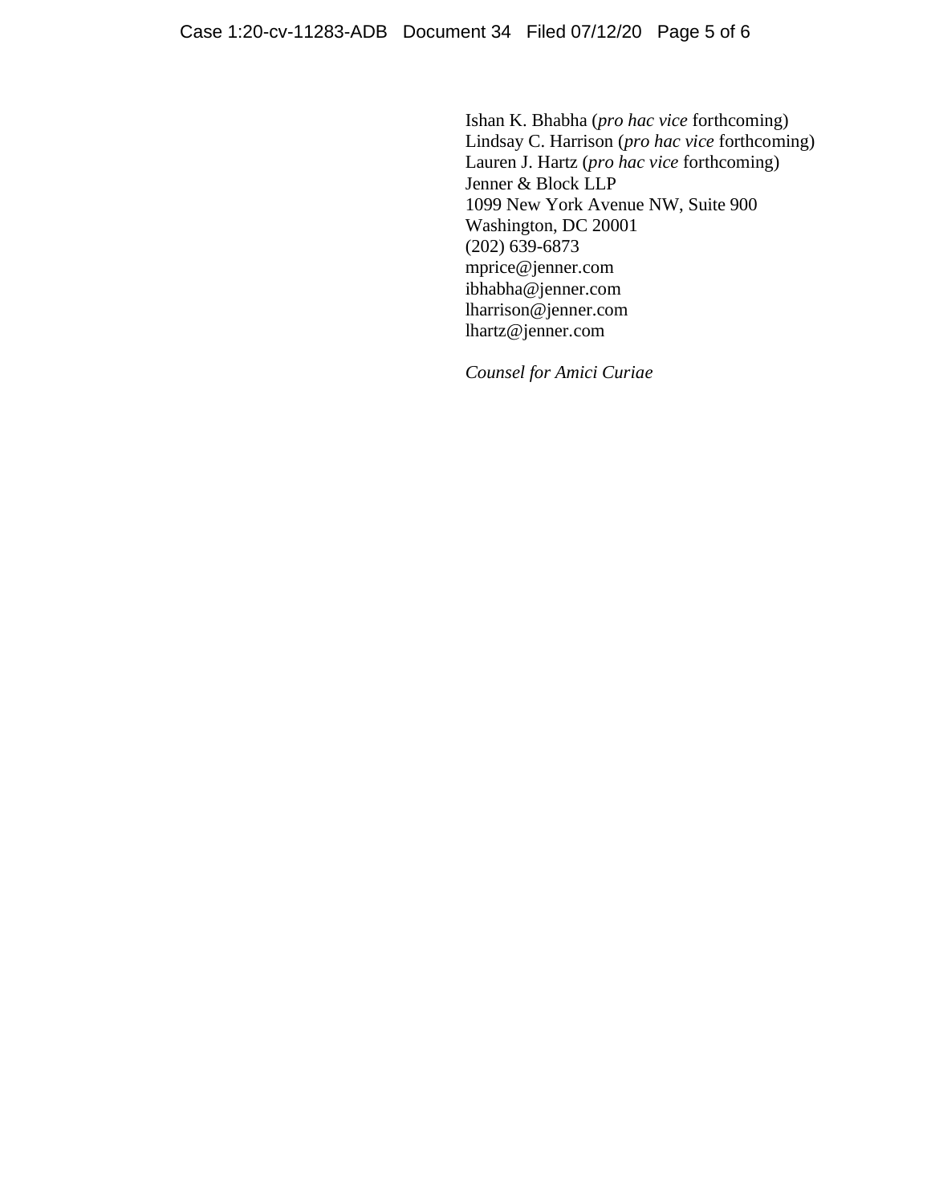Ishan K. Bhabha (*pro hac vice* forthcoming)
Lindsay C. Harrison (*pro hac vice* forthcoming)
Lauren J. Hartz (*pro hac vice* forthcoming)
Jenner & Block LLP
1099 New York Avenue NW, Suite 900
Washington, DC 20001
(202) 639-6873
mprice@jenner.com
ibhabha@jenner.com
lharrison@jenner.com
lhartz@jenner.com

*Counsel for Amici Curiae*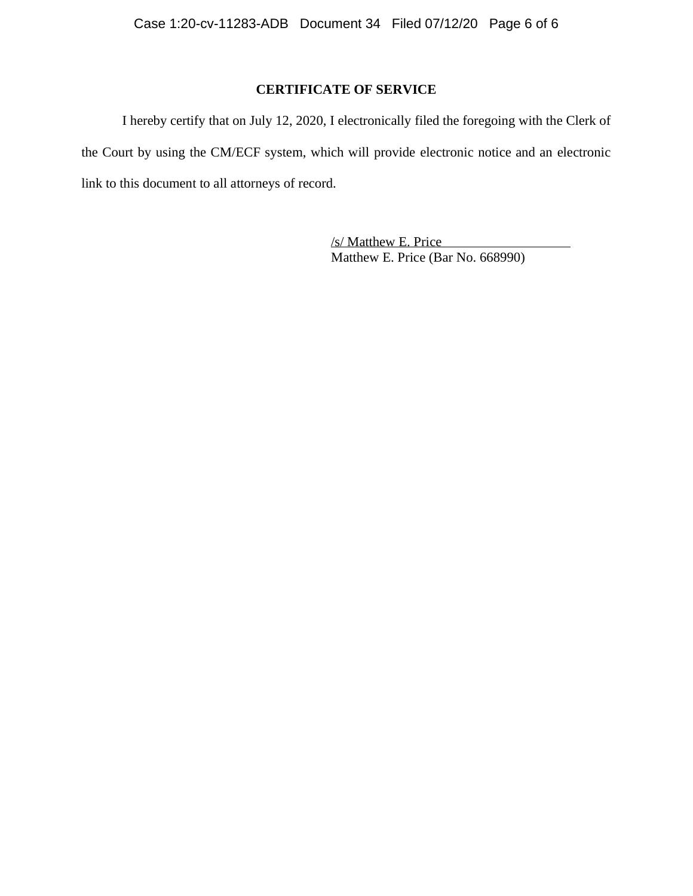**CERTIFICATE OF SERVICE**

I hereby certify that on July 12, 2020, I electronically filed the foregoing with the Clerk of the Court by using the CM/ECF system, which will provide electronic notice and an electronic link to this document to all attorneys of record.

/s/ Matthew E. Price
Matthew E. Price (Bar No. 668990)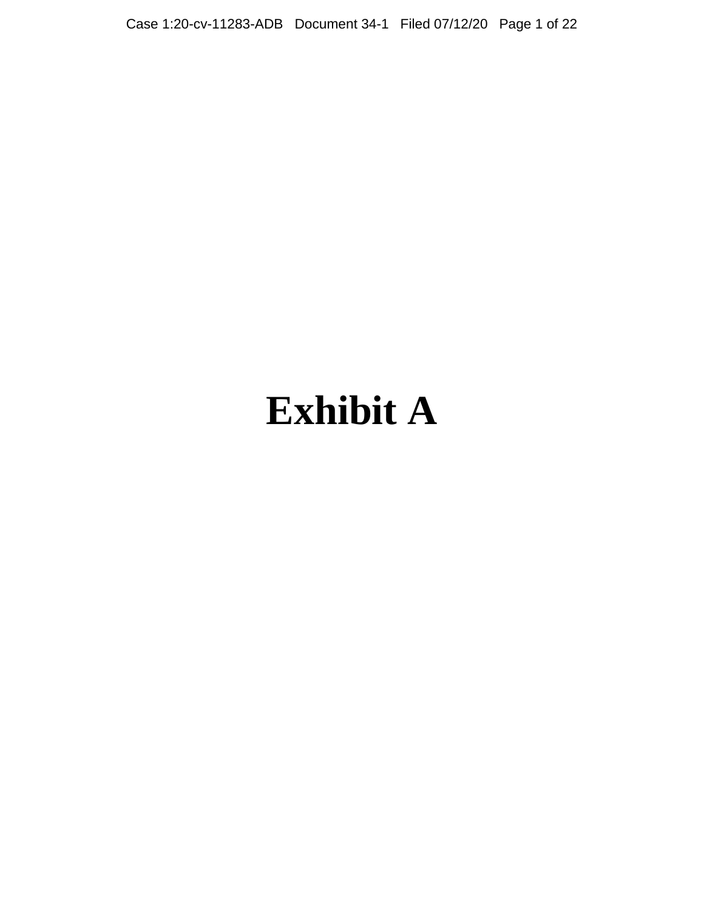# Exhibit A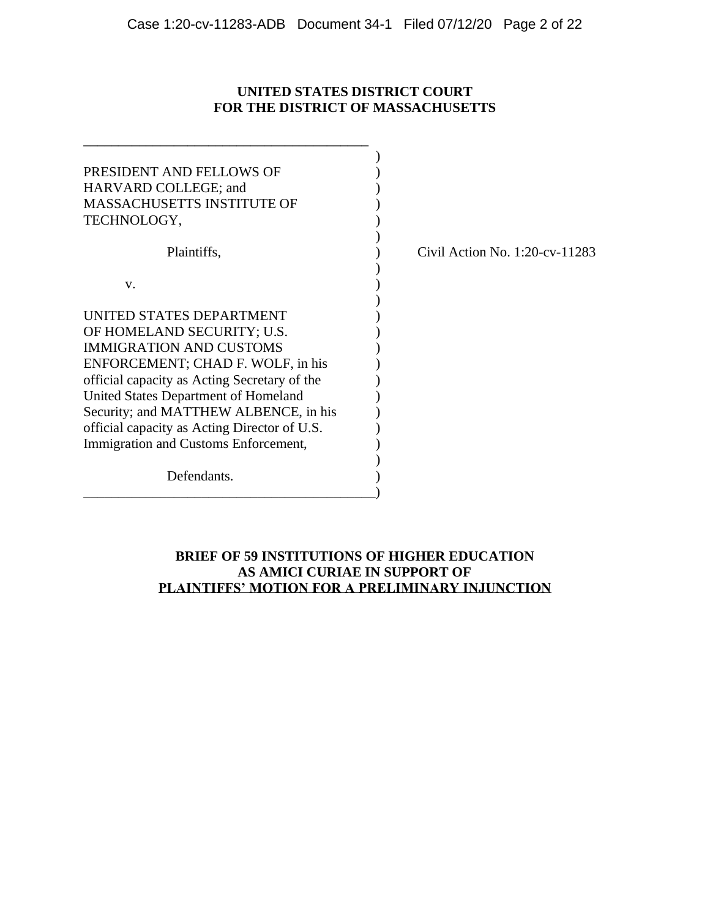**UNITED STATES DISTRICT COURT**
**FOR THE DISTRICT OF MASSACHUSETTS**

PRESIDENT AND FELLOWS OF HARVARD COLLEGE; and MASSACHUSETTS INSTITUTE OF TECHNOLOGY,

Plaintiffs,

v.

UNITED STATES DEPARTMENT OF HOMELAND SECURITY; U.S. IMMIGRATION AND CUSTOMS ENFORCEMENT; CHAD F. WOLF, in his official capacity as Acting Secretary of the United States Department of Homeland Security; and MATTHEW ALBENCE, in his official capacity as Acting Director of U.S. Immigration and Customs Enforcement,

Defendants.

Civil Action No. 1:20-cv-11283

**BRIEF OF 59 INSTITUTIONS OF HIGHER EDUCATION AS AMICI CURIAE IN SUPPORT OF PLAINTIFFS' MOTION FOR A PRELIMINARY INJUNCTION**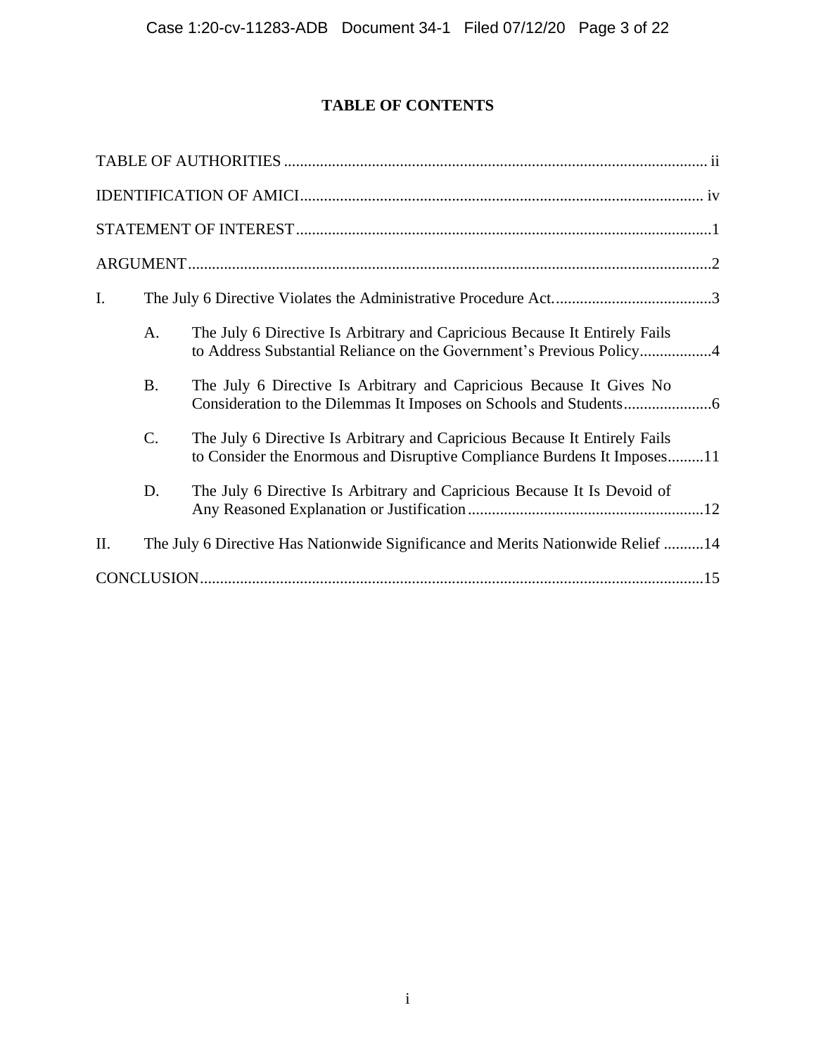# TABLE OF CONTENTS

TABLE OF AUTHORITIES ........................................................................................................ ii

IDENTIFICATION OF AMICI ................................................................................................ iv

STATEMENT OF INTEREST ....................................................................................................1

ARGUMENT ..............................................................................................................................2

I. The July 6 Directive Violates the Administrative Procedure Act. .......................................3

   A. The July 6 Directive Is Arbitrary and Capricious Because It Entirely Fails to Address Substantial Reliance on the Government's Previous Policy..................4

   B. The July 6 Directive Is Arbitrary and Capricious Because It Gives No Consideration to the Dilemmas It Imposes on Schools and Students......................6

   C. The July 6 Directive Is Arbitrary and Capricious Because It Entirely Fails to Consider the Enormous and Disruptive Compliance Burdens It Imposes.........11

   D. The July 6 Directive Is Arbitrary and Capricious Because It Is Devoid of Any Reasoned Explanation or Justification ..........................................................12

II. The July 6 Directive Has Nationwide Significance and Merits Nationwide Relief ..........14

CONCLUSION ...........................................................................................................................15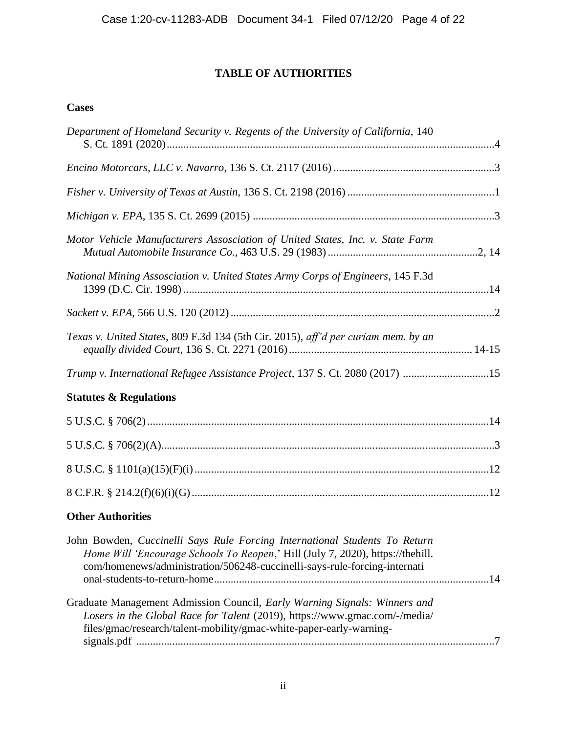# TABLE OF AUTHORITIES

## Cases

*Department of Homeland Security v. Regents of the University of California*, 140 S. Ct. 1891 (2020) ......................................................................................................4

*Encino Motorcars, LLC v. Navarro*, 136 S. Ct. 2117 (2016) ..........................................................3

*Fisher v. University of Texas at Austin*, 136 S. Ct. 2198 (2016) ....................................................1

*Michigan v. EPA*, 135 S. Ct. 2699 (2015) .......................................................................................3

*Motor Vehicle Manufacturers Asssociation of United States, Inc. v. State Farm Mutual Automobile Insurance Co.*, 463 U.S. 29 (1983) ......................................................2, 14

*National Mining Asssociation v. United States Army Corps of Engineers*, 145 F.3d 1399 (D.C. Cir. 1998) ..............................................................................................................14

*Sackett v. EPA*, 566 U.S. 120 (2012) ...............................................................................................2

*Texas v. United States*, 809 F.3d 134 (5th Cir. 2015), *aff'd per curiam mem. by an equally divided Court*, 136 S. Ct. 2271 (2016) ................................................................. 14-15

*Trump v. International Refugee Assistance Project*, 137 S. Ct. 2080 (2017) ...............................15

## Statutes & Regulations

5 U.S.C. § 706(2) ...........................................................................................................................14

5 U.S.C. § 706(2)(A).......................................................................................................................3

8 U.S.C. § 1101(a)(15)(F)(i) ..........................................................................................................12

8 C.F.R. § 214.2(f)(6)(i)(G) ...........................................................................................................12

## Other Authorities

John Bowden, *Cuccinelli Says Rule Forcing International Students To Return Home Will 'Encourage Schools To Reopen*,' Hill (July 7, 2020), https://thehill.com/homenews/administration/506248-cuccinelli-says-rule-forcing-international-students-to-return-home...................................................................................................14

Graduate Management Admission Council, *Early Warning Signals: Winners and Losers in the Global Race for Talent* (2019), https://www.gmac.com/-/media/files/gmac/research/talent-mobility/gmac-white-paper-early-warning-signals.pdf .................................................................................................................7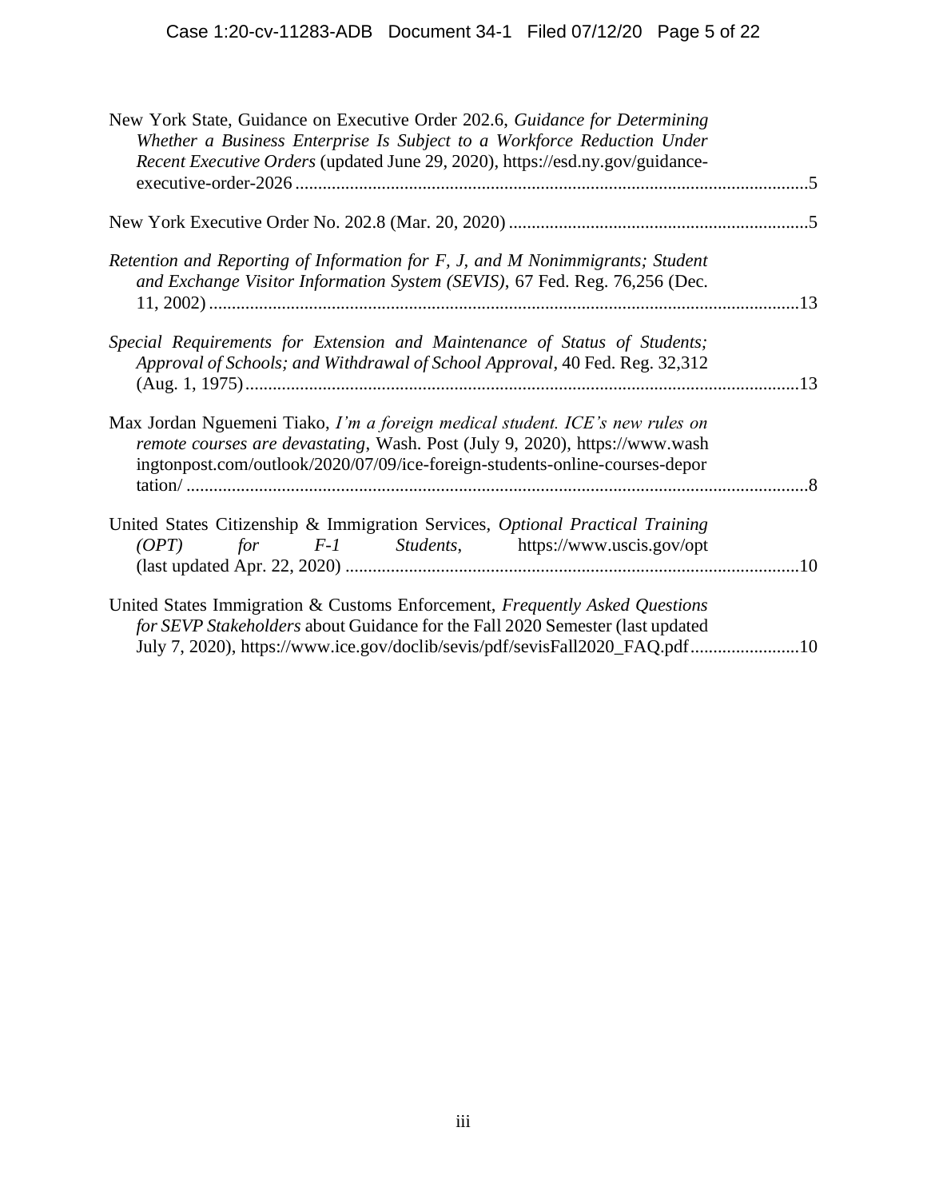New York State, Guidance on Executive Order 202.6, *Guidance for Determining Whether a Business Enterprise Is Subject to a Workforce Reduction Under Recent Executive Orders* (updated June 29, 2020), https://esd.ny.gov/guidance-executive-order-2026 .......................................................................................................5

New York Executive Order No. 202.8 (Mar. 20, 2020) ..................................................................5

*Retention and Reporting of Information for F, J, and M Nonimmigrants; Student and Exchange Visitor Information System (SEVIS)*, 67 Fed. Reg. 76,256 (Dec. 11, 2002) ..................................................................................................................................13

*Special Requirements for Extension and Maintenance of Status of Students; Approval of Schools; and Withdrawal of School Approval*, 40 Fed. Reg. 32,312 (Aug. 1, 1975) ..........................................................................................................................13

Max Jordan Nguemeni Tiako, *I'm a foreign medical student. ICE's new rules on remote courses are devastating*, Wash. Post (July 9, 2020), https://www.washingtonpost.com/outlook/2020/07/09/ice-foreign-students-online-courses-deportation/ ..........................................................................................................................................8

United States Citizenship & Immigration Services, *Optional Practical Training (OPT) for F-1 Students*, https://www.uscis.gov/opt (last updated Apr. 22, 2020) ....................................................................................................10

United States Immigration & Customs Enforcement, *Frequently Asked Questions for SEVP Stakeholders* about Guidance for the Fall 2020 Semester (last updated July 7, 2020), https://www.ice.gov/doclib/sevis/pdf/sevisFall2020_FAQ.pdf........................10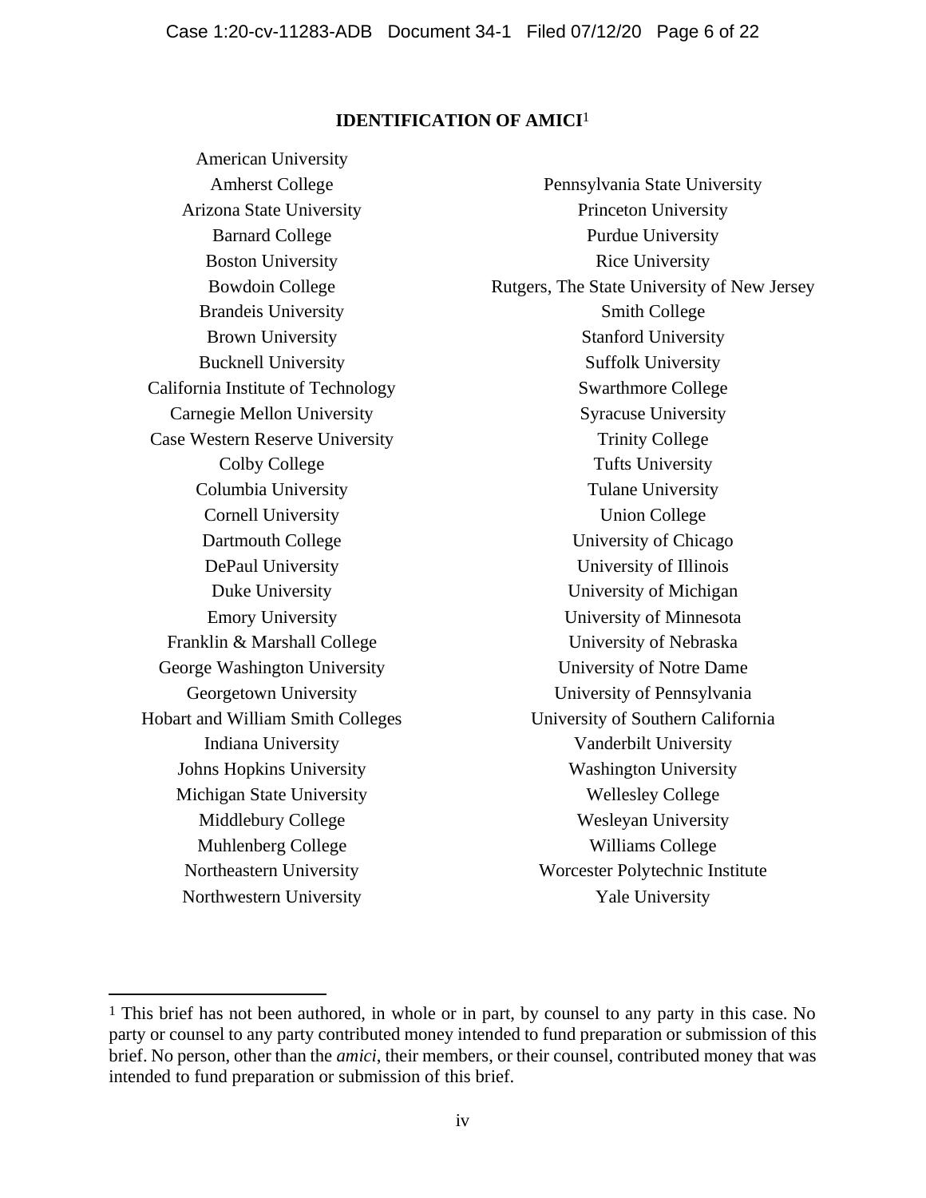## IDENTIFICATION OF AMICI[1]

American University
Amherst College
Arizona State University
Barnard College
Boston University
Bowdoin College
Brandeis University
Brown University
Bucknell University
California Institute of Technology
Carnegie Mellon University
Case Western Reserve University
Colby College
Columbia University
Cornell University
Dartmouth College
DePaul University
Duke University
Emory University
Franklin & Marshall College
George Washington University
Georgetown University
Hobart and William Smith Colleges
Indiana University
Johns Hopkins University
Michigan State University
Middlebury College
Muhlenberg College
Northeastern University
Northwestern University
Pennsylvania State University
Princeton University
Purdue University
Rice University
Rutgers, The State University of New Jersey
Smith College
Stanford University
Suffolk University
Swarthmore College
Syracuse University
Trinity College
Tufts University
Tulane University
Union College
University of Chicago
University of Illinois
University of Michigan
University of Minnesota
University of Nebraska
University of Notre Dame
University of Pennsylvania
University of Southern California
Vanderbilt University
Washington University
Wellesley College
Wesleyan University
Williams College
Worcester Polytechnic Institute
Yale University

[1] This brief has not been authored, in whole or in part, by counsel to any party in this case. No party or counsel to any party contributed money intended to fund preparation or submission of this brief. No person, other than the *amici*, their members, or their counsel, contributed money that was intended to fund preparation or submission of this brief.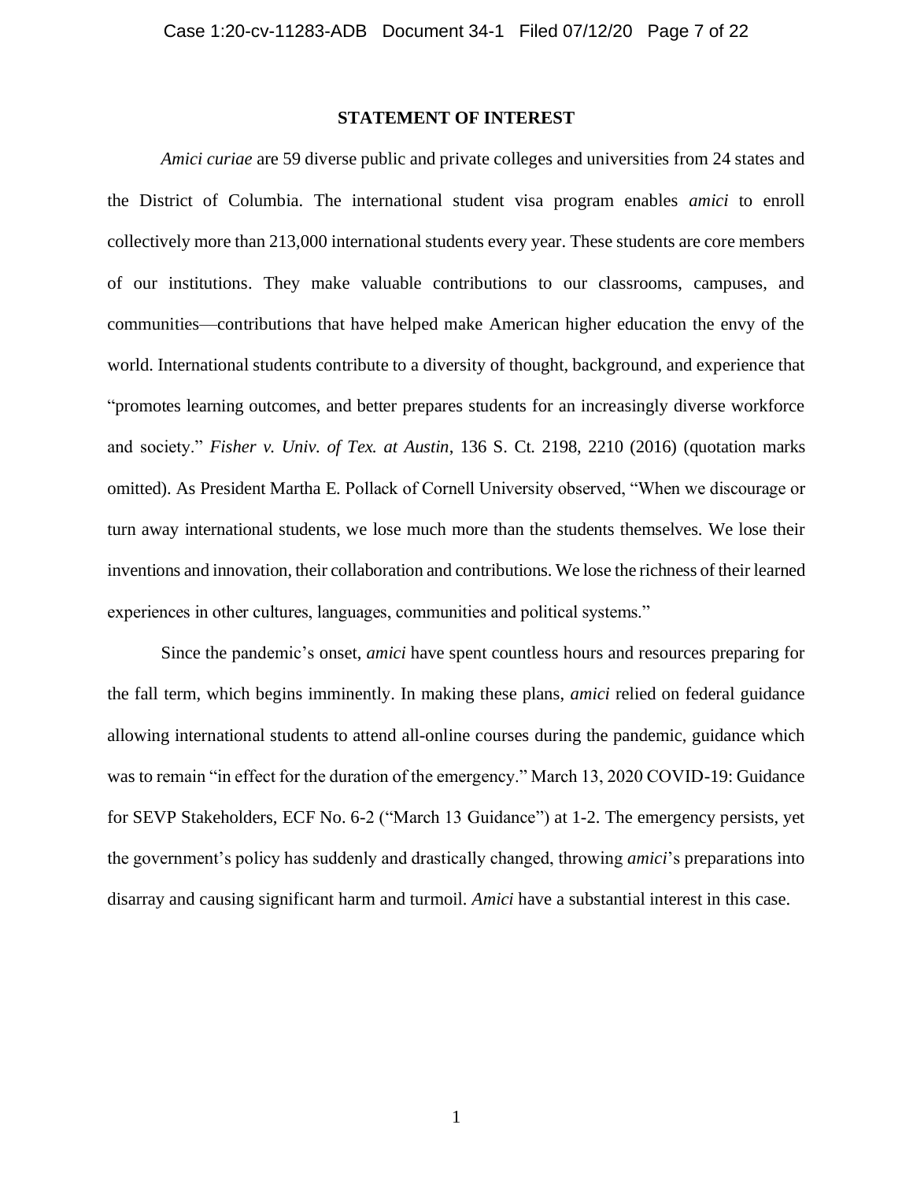## STATEMENT OF INTEREST

*Amici curiae* are 59 diverse public and private colleges and universities from 24 states and the District of Columbia. The international student visa program enables *amici* to enroll collectively more than 213,000 international students every year. These students are core members of our institutions. They make valuable contributions to our classrooms, campuses, and communities—contributions that have helped make American higher education the envy of the world. International students contribute to a diversity of thought, background, and experience that "promotes learning outcomes, and better prepares students for an increasingly diverse workforce and society." *Fisher v. Univ. of Tex. at Austin*, 136 S. Ct. 2198, 2210 (2016) (quotation marks omitted). As President Martha E. Pollack of Cornell University observed, "When we discourage or turn away international students, we lose much more than the students themselves. We lose their inventions and innovation, their collaboration and contributions. We lose the richness of their learned experiences in other cultures, languages, communities and political systems."

Since the pandemic's onset, *amici* have spent countless hours and resources preparing for the fall term, which begins imminently. In making these plans, *amici* relied on federal guidance allowing international students to attend all-online courses during the pandemic, guidance which was to remain "in effect for the duration of the emergency." March 13, 2020 COVID-19: Guidance for SEVP Stakeholders, ECF No. 6-2 ("March 13 Guidance") at 1-2. The emergency persists, yet the government's policy has suddenly and drastically changed, throwing *amici*'s preparations into disarray and causing significant harm and turmoil. *Amici* have a substantial interest in this case.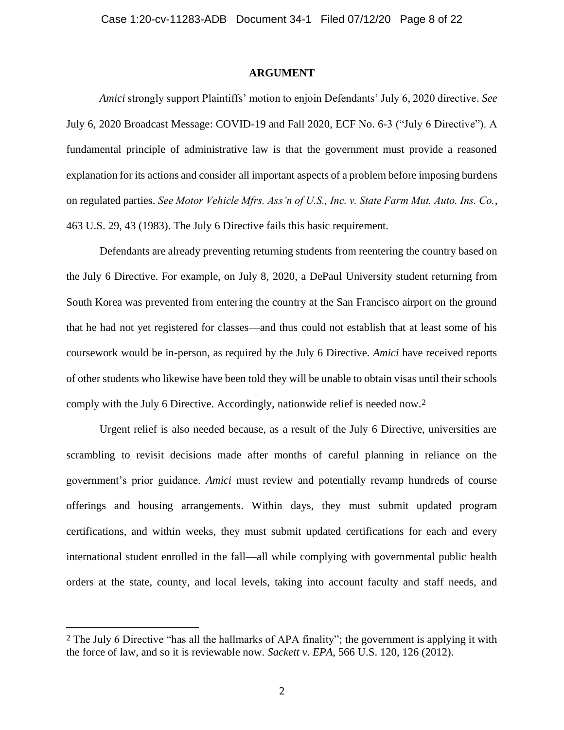## ARGUMENT

*Amici* strongly support Plaintiffs' motion to enjoin Defendants' July 6, 2020 directive. *See* July 6, 2020 Broadcast Message: COVID-19 and Fall 2020, ECF No. 6-3 ("July 6 Directive"). A fundamental principle of administrative law is that the government must provide a reasoned explanation for its actions and consider all important aspects of a problem before imposing burdens on regulated parties. *See Motor Vehicle Mfrs. Ass'n of U.S., Inc. v. State Farm Mut. Auto. Ins. Co.*, 463 U.S. 29, 43 (1983). The July 6 Directive fails this basic requirement.

Defendants are already preventing returning students from reentering the country based on the July 6 Directive. For example, on July 8, 2020, a DePaul University student returning from South Korea was prevented from entering the country at the San Francisco airport on the ground that he had not yet registered for classes—and thus could not establish that at least some of his coursework would be in-person, as required by the July 6 Directive. *Amici* have received reports of other students who likewise have been told they will be unable to obtain visas until their schools comply with the July 6 Directive. Accordingly, nationwide relief is needed now.[2]

Urgent relief is also needed because, as a result of the July 6 Directive, universities are scrambling to revisit decisions made after months of careful planning in reliance on the government's prior guidance. *Amici* must review and potentially revamp hundreds of course offerings and housing arrangements. Within days, they must submit updated program certifications, and within weeks, they must submit updated certifications for each and every international student enrolled in the fall—all while complying with governmental public health orders at the state, county, and local levels, taking into account faculty and staff needs, and

---

[2] The July 6 Directive "has all the hallmarks of APA finality"; the government is applying it with the force of law, and so it is reviewable now. *Sackett v. EPA*, 566 U.S. 120, 126 (2012).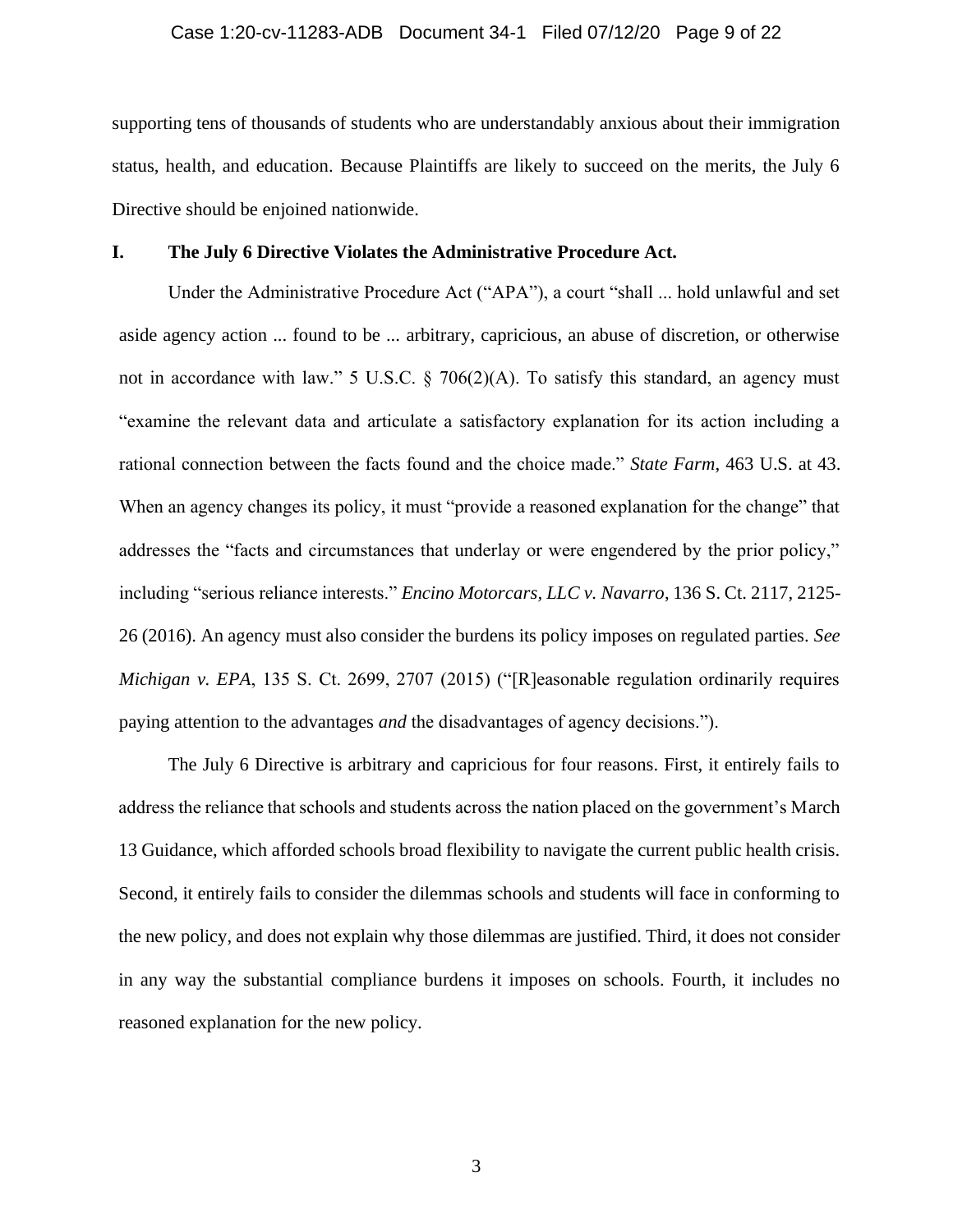supporting tens of thousands of students who are understandably anxious about their immigration status, health, and education. Because Plaintiffs are likely to succeed on the merits, the July 6 Directive should be enjoined nationwide.

## I. The July 6 Directive Violates the Administrative Procedure Act.

Under the Administrative Procedure Act ("APA"), a court "shall ... hold unlawful and set aside agency action ... found to be ... arbitrary, capricious, an abuse of discretion, or otherwise not in accordance with law." 5 U.S.C. § 706(2)(A). To satisfy this standard, an agency must "examine the relevant data and articulate a satisfactory explanation for its action including a rational connection between the facts found and the choice made." *State Farm*, 463 U.S. at 43. When an agency changes its policy, it must "provide a reasoned explanation for the change" that addresses the "facts and circumstances that underlay or were engendered by the prior policy," including "serious reliance interests." *Encino Motorcars, LLC v. Navarro*, 136 S. Ct. 2117, 2125-26 (2016). An agency must also consider the burdens its policy imposes on regulated parties. *See Michigan v. EPA*, 135 S. Ct. 2699, 2707 (2015) ("[R]easonable regulation ordinarily requires paying attention to the advantages *and* the disadvantages of agency decisions.").

The July 6 Directive is arbitrary and capricious for four reasons. First, it entirely fails to address the reliance that schools and students across the nation placed on the government's March 13 Guidance, which afforded schools broad flexibility to navigate the current public health crisis. Second, it entirely fails to consider the dilemmas schools and students will face in conforming to the new policy, and does not explain why those dilemmas are justified. Third, it does not consider in any way the substantial compliance burdens it imposes on schools. Fourth, it includes no reasoned explanation for the new policy.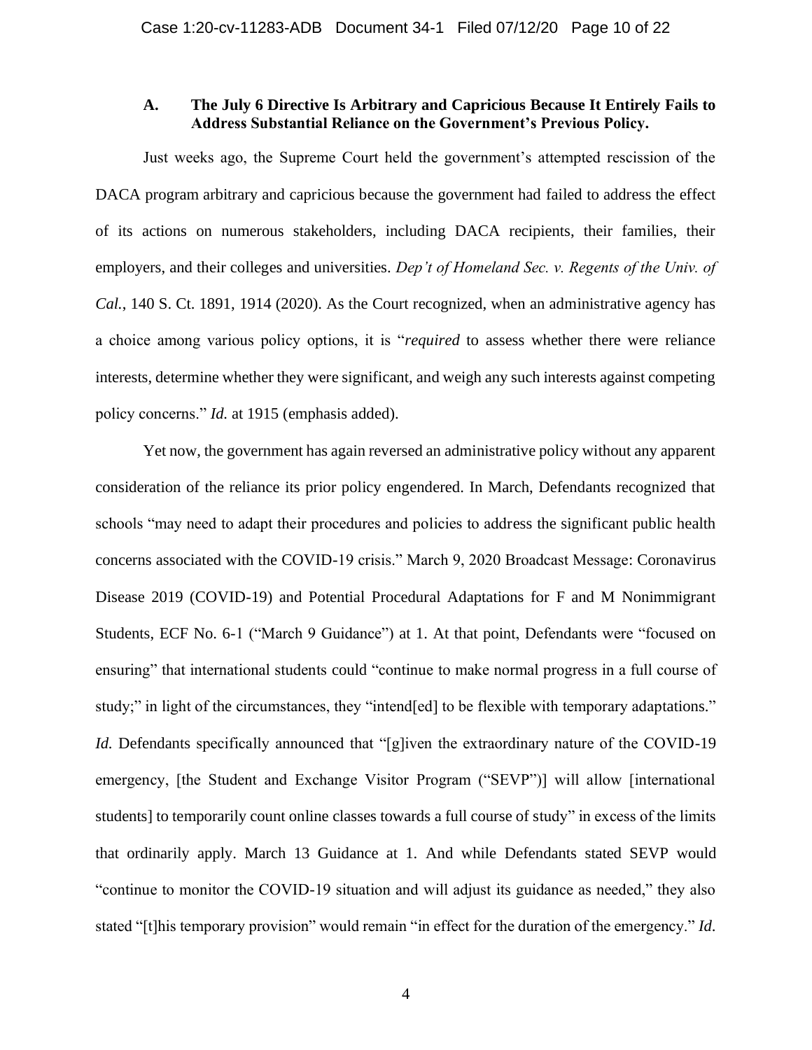### A. The July 6 Directive Is Arbitrary and Capricious Because It Entirely Fails to Address Substantial Reliance on the Government's Previous Policy.

Just weeks ago, the Supreme Court held the government's attempted rescission of the DACA program arbitrary and capricious because the government had failed to address the effect of its actions on numerous stakeholders, including DACA recipients, their families, their employers, and their colleges and universities. *Dep't of Homeland Sec. v. Regents of the Univ. of Cal.*, 140 S. Ct. 1891, 1914 (2020). As the Court recognized, when an administrative agency has a choice among various policy options, it is "*required* to assess whether there were reliance interests, determine whether they were significant, and weigh any such interests against competing policy concerns." *Id.* at 1915 (emphasis added).

Yet now, the government has again reversed an administrative policy without any apparent consideration of the reliance its prior policy engendered. In March, Defendants recognized that schools "may need to adapt their procedures and policies to address the significant public health concerns associated with the COVID-19 crisis." March 9, 2020 Broadcast Message: Coronavirus Disease 2019 (COVID-19) and Potential Procedural Adaptations for F and M Nonimmigrant Students, ECF No. 6-1 ("March 9 Guidance") at 1. At that point, Defendants were "focused on ensuring" that international students could "continue to make normal progress in a full course of study;" in light of the circumstances, they "intend[ed] to be flexible with temporary adaptations." *Id.* Defendants specifically announced that "[g]iven the extraordinary nature of the COVID-19 emergency, [the Student and Exchange Visitor Program ("SEVP")] will allow [international students] to temporarily count online classes towards a full course of study" in excess of the limits that ordinarily apply. March 13 Guidance at 1. And while Defendants stated SEVP would "continue to monitor the COVID-19 situation and will adjust its guidance as needed," they also stated "[t]his temporary provision" would remain "in effect for the duration of the emergency." *Id.*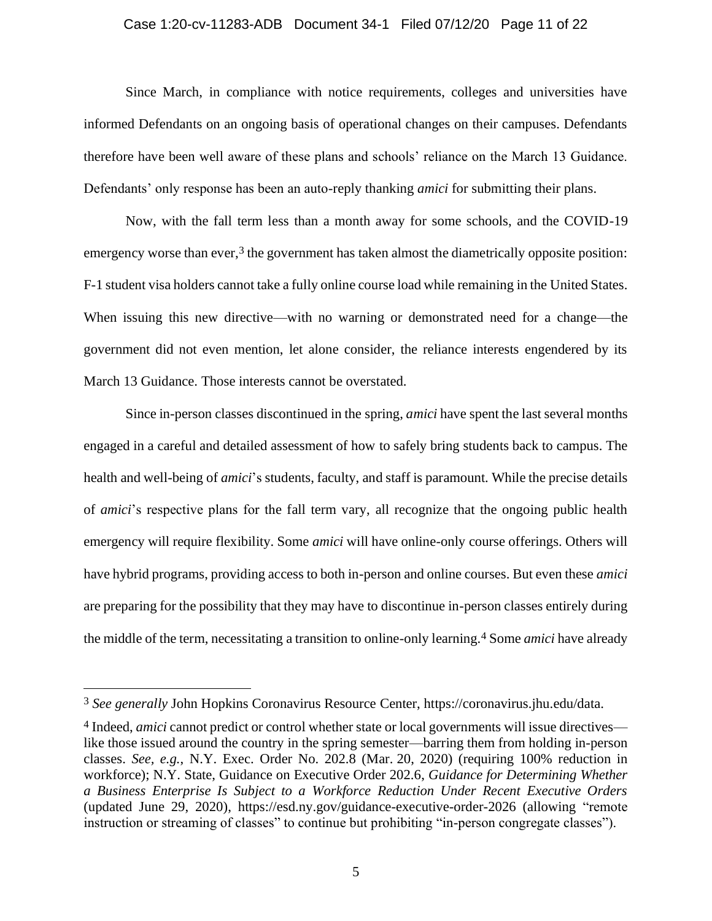Since March, in compliance with notice requirements, colleges and universities have informed Defendants on an ongoing basis of operational changes on their campuses. Defendants therefore have been well aware of these plans and schools' reliance on the March 13 Guidance. Defendants' only response has been an auto-reply thanking *amici* for submitting their plans.

Now, with the fall term less than a month away for some schools, and the COVID-19 emergency worse than ever,[3] the government has taken almost the diametrically opposite position: F-1 student visa holders cannot take a fully online course load while remaining in the United States. When issuing this new directive—with no warning or demonstrated need for a change—the government did not even mention, let alone consider, the reliance interests engendered by its March 13 Guidance. Those interests cannot be overstated.

Since in-person classes discontinued in the spring, *amici* have spent the last several months engaged in a careful and detailed assessment of how to safely bring students back to campus. The health and well-being of *amici*'s students, faculty, and staff is paramount. While the precise details of *amici*'s respective plans for the fall term vary, all recognize that the ongoing public health emergency will require flexibility. Some *amici* will have online-only course offerings. Others will have hybrid programs, providing access to both in-person and online courses. But even these *amici* are preparing for the possibility that they may have to discontinue in-person classes entirely during the middle of the term, necessitating a transition to online-only learning.[4] Some *amici* have already

---

[3] *See generally* John Hopkins Coronavirus Resource Center, https://coronavirus.jhu.edu/data.

[4] Indeed, *amici* cannot predict or control whether state or local governments will issue directives—like those issued around the country in the spring semester—barring them from holding in-person classes. *See, e.g.*, N.Y. Exec. Order No. 202.8 (Mar. 20, 2020) (requiring 100% reduction in workforce); N.Y. State, Guidance on Executive Order 202.6, *Guidance for Determining Whether a Business Enterprise Is Subject to a Workforce Reduction Under Recent Executive Orders* (updated June 29, 2020), https://esd.ny.gov/guidance-executive-order-2026 (allowing "remote instruction or streaming of classes" to continue but prohibiting "in-person congregate classes").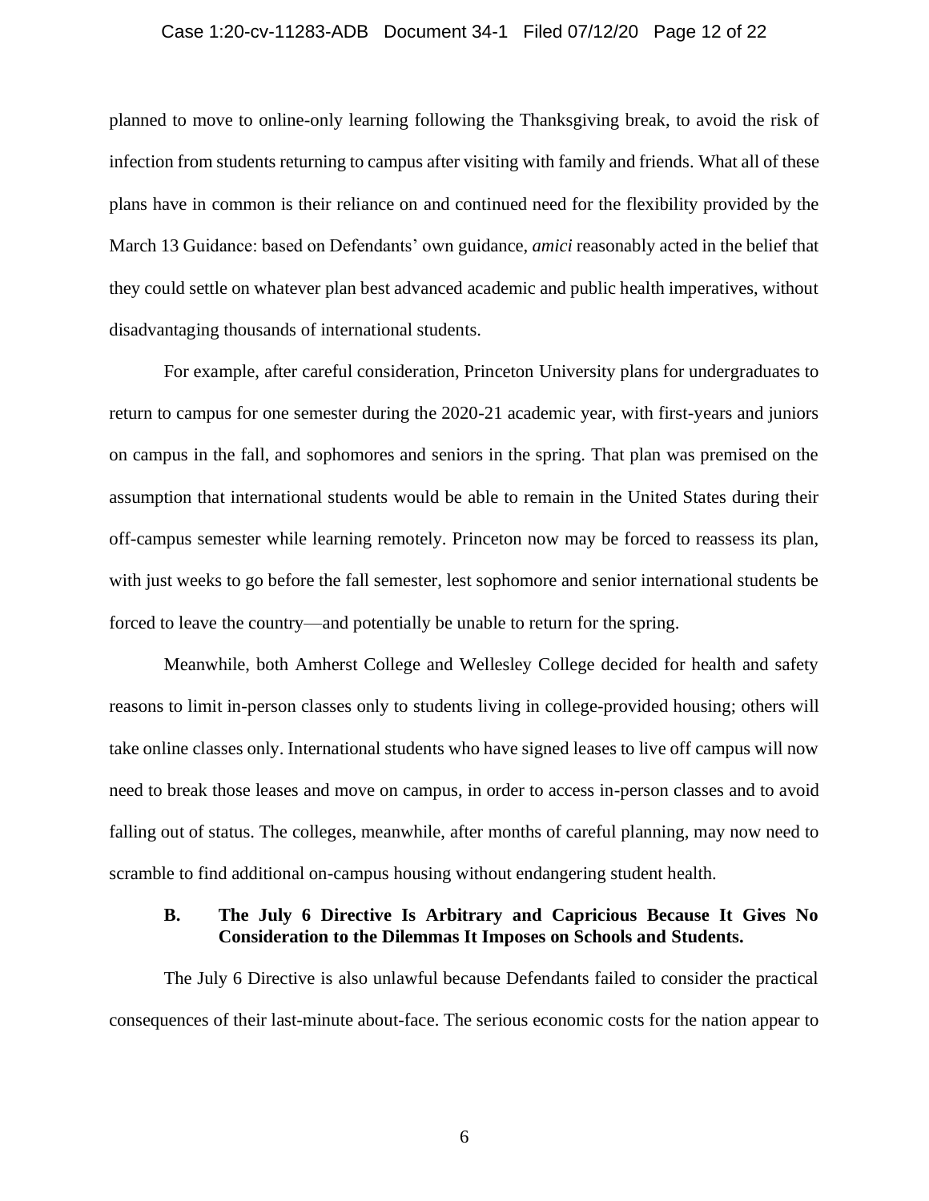planned to move to online-only learning following the Thanksgiving break, to avoid the risk of infection from students returning to campus after visiting with family and friends. What all of these plans have in common is their reliance on and continued need for the flexibility provided by the March 13 Guidance: based on Defendants' own guidance, *amici* reasonably acted in the belief that they could settle on whatever plan best advanced academic and public health imperatives, without disadvantaging thousands of international students.

For example, after careful consideration, Princeton University plans for undergraduates to return to campus for one semester during the 2020-21 academic year, with first-years and juniors on campus in the fall, and sophomores and seniors in the spring. That plan was premised on the assumption that international students would be able to remain in the United States during their off-campus semester while learning remotely. Princeton now may be forced to reassess its plan, with just weeks to go before the fall semester, lest sophomore and senior international students be forced to leave the country—and potentially be unable to return for the spring.

Meanwhile, both Amherst College and Wellesley College decided for health and safety reasons to limit in-person classes only to students living in college-provided housing; others will take online classes only. International students who have signed leases to live off campus will now need to break those leases and move on campus, in order to access in-person classes and to avoid falling out of status. The colleges, meanwhile, after months of careful planning, may now need to scramble to find additional on-campus housing without endangering student health.

### B. The July 6 Directive Is Arbitrary and Capricious Because It Gives No Consideration to the Dilemmas It Imposes on Schools and Students.

The July 6 Directive is also unlawful because Defendants failed to consider the practical consequences of their last-minute about-face. The serious economic costs for the nation appear to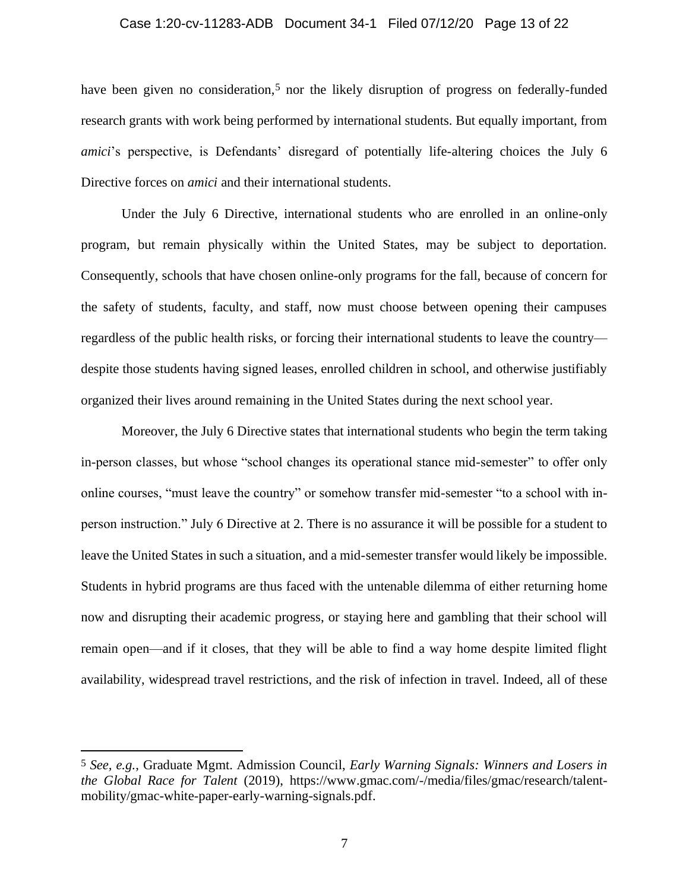have been given no consideration,[5] nor the likely disruption of progress on federally-funded research grants with work being performed by international students. But equally important, from *amici*'s perspective, is Defendants' disregard of potentially life-altering choices the July 6 Directive forces on *amici* and their international students.

Under the July 6 Directive, international students who are enrolled in an online-only program, but remain physically within the United States, may be subject to deportation. Consequently, schools that have chosen online-only programs for the fall, because of concern for the safety of students, faculty, and staff, now must choose between opening their campuses regardless of the public health risks, or forcing their international students to leave the country—despite those students having signed leases, enrolled children in school, and otherwise justifiably organized their lives around remaining in the United States during the next school year.

Moreover, the July 6 Directive states that international students who begin the term taking in-person classes, but whose "school changes its operational stance mid-semester" to offer only online courses, "must leave the country" or somehow transfer mid-semester "to a school with in-person instruction." July 6 Directive at 2. There is no assurance it will be possible for a student to leave the United States in such a situation, and a mid-semester transfer would likely be impossible. Students in hybrid programs are thus faced with the untenable dilemma of either returning home now and disrupting their academic progress, or staying here and gambling that their school will remain open—and if it closes, that they will be able to find a way home despite limited flight availability, widespread travel restrictions, and the risk of infection in travel. Indeed, all of these

[5] *See, e.g.*, Graduate Mgmt. Admission Council, *Early Warning Signals: Winners and Losers in the Global Race for Talent* (2019), https://www.gmac.com/-/media/files/gmac/research/talent-mobility/gmac-white-paper-early-warning-signals.pdf.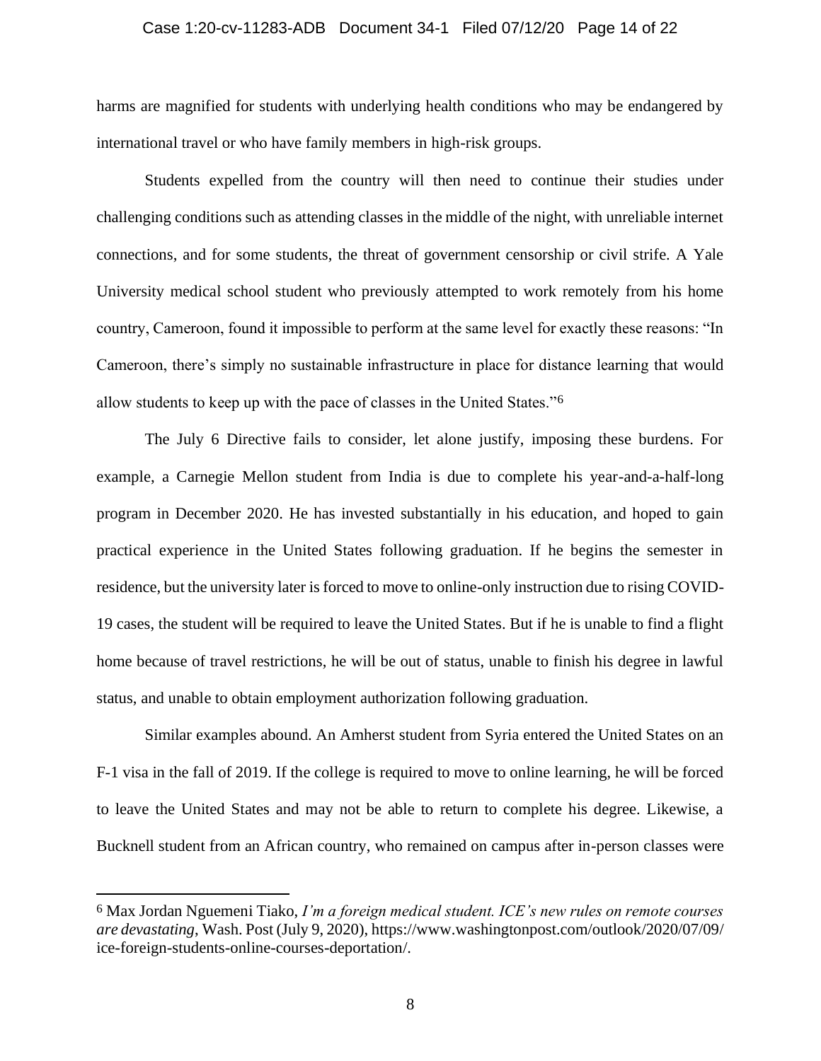harms are magnified for students with underlying health conditions who may be endangered by international travel or who have family members in high-risk groups.

Students expelled from the country will then need to continue their studies under challenging conditions such as attending classes in the middle of the night, with unreliable internet connections, and for some students, the threat of government censorship or civil strife. A Yale University medical school student who previously attempted to work remotely from his home country, Cameroon, found it impossible to perform at the same level for exactly these reasons: "In Cameroon, there's simply no sustainable infrastructure in place for distance learning that would allow students to keep up with the pace of classes in the United States."[6]

The July 6 Directive fails to consider, let alone justify, imposing these burdens. For example, a Carnegie Mellon student from India is due to complete his year-and-a-half-long program in December 2020. He has invested substantially in his education, and hoped to gain practical experience in the United States following graduation. If he begins the semester in residence, but the university later is forced to move to online-only instruction due to rising COVID-19 cases, the student will be required to leave the United States. But if he is unable to find a flight home because of travel restrictions, he will be out of status, unable to finish his degree in lawful status, and unable to obtain employment authorization following graduation.

Similar examples abound. An Amherst student from Syria entered the United States on an F-1 visa in the fall of 2019. If the college is required to move to online learning, he will be forced to leave the United States and may not be able to return to complete his degree. Likewise, a Bucknell student from an African country, who remained on campus after in-person classes were

[6] Max Jordan Nguemeni Tiako, *I'm a foreign medical student. ICE's new rules on remote courses are devastating*, Wash. Post (July 9, 2020), https://www.washingtonpost.com/outlook/2020/07/09/ice-foreign-students-online-courses-deportation/.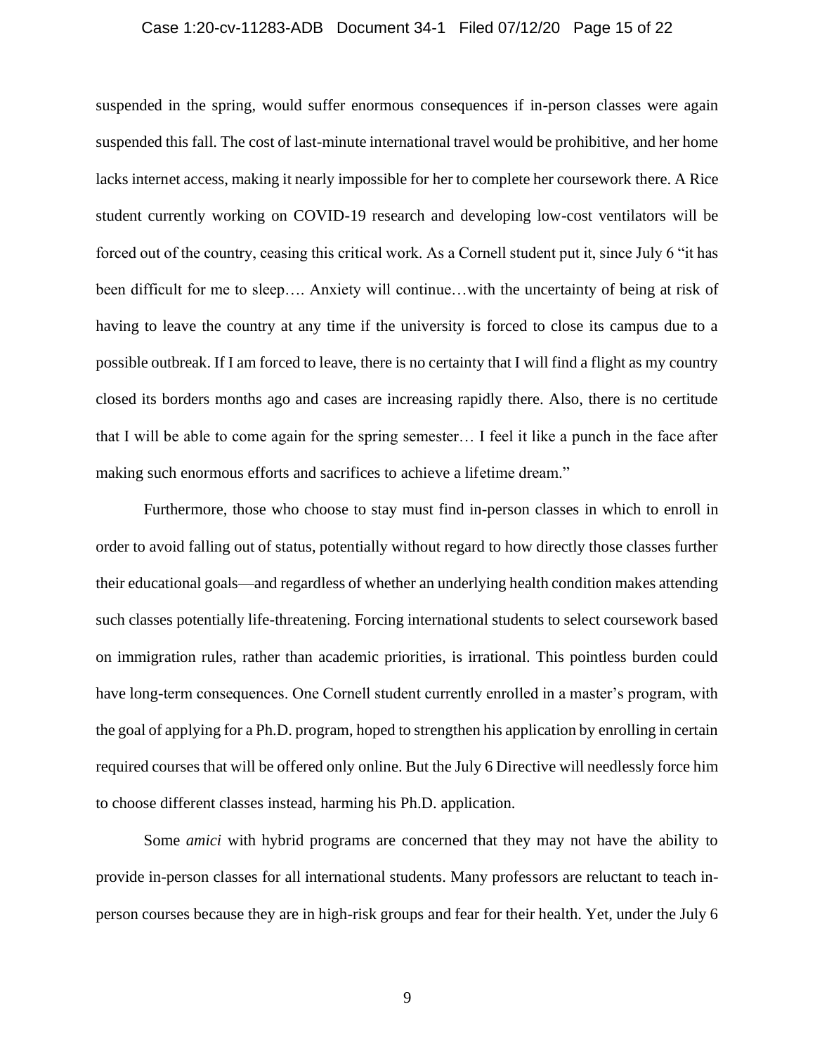suspended in the spring, would suffer enormous consequences if in-person classes were again suspended this fall. The cost of last-minute international travel would be prohibitive, and her home lacks internet access, making it nearly impossible for her to complete her coursework there. A Rice student currently working on COVID-19 research and developing low-cost ventilators will be forced out of the country, ceasing this critical work. As a Cornell student put it, since July 6 "it has been difficult for me to sleep…. Anxiety will continue…with the uncertainty of being at risk of having to leave the country at any time if the university is forced to close its campus due to a possible outbreak. If I am forced to leave, there is no certainty that I will find a flight as my country closed its borders months ago and cases are increasing rapidly there. Also, there is no certitude that I will be able to come again for the spring semester… I feel it like a punch in the face after making such enormous efforts and sacrifices to achieve a lifetime dream."

Furthermore, those who choose to stay must find in-person classes in which to enroll in order to avoid falling out of status, potentially without regard to how directly those classes further their educational goals—and regardless of whether an underlying health condition makes attending such classes potentially life-threatening. Forcing international students to select coursework based on immigration rules, rather than academic priorities, is irrational. This pointless burden could have long-term consequences. One Cornell student currently enrolled in a master's program, with the goal of applying for a Ph.D. program, hoped to strengthen his application by enrolling in certain required courses that will be offered only online. But the July 6 Directive will needlessly force him to choose different classes instead, harming his Ph.D. application.

Some *amici* with hybrid programs are concerned that they may not have the ability to provide in-person classes for all international students. Many professors are reluctant to teach in-person courses because they are in high-risk groups and fear for their health. Yet, under the July 6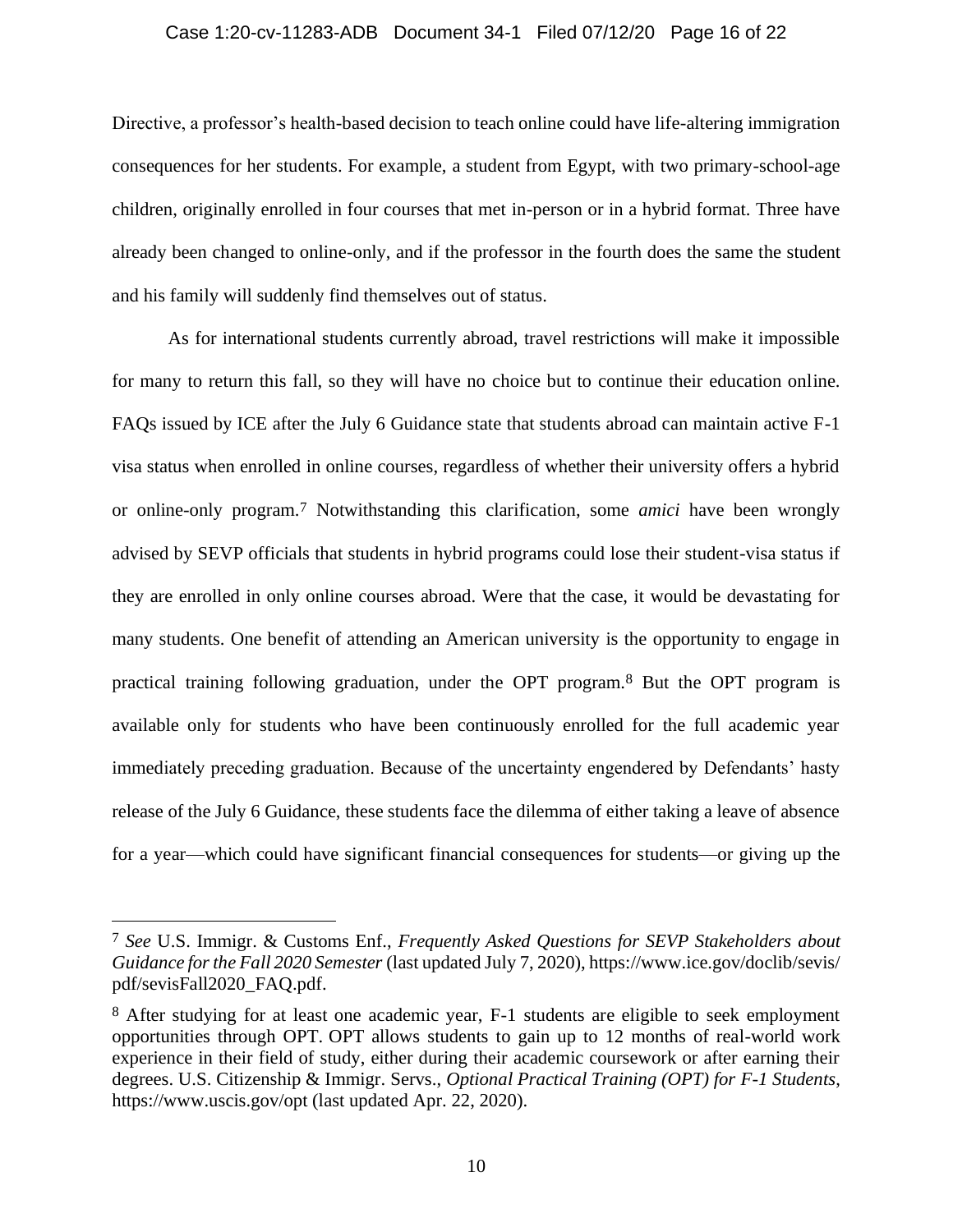Directive, a professor's health-based decision to teach online could have life-altering immigration consequences for her students. For example, a student from Egypt, with two primary-school-age children, originally enrolled in four courses that met in-person or in a hybrid format. Three have already been changed to online-only, and if the professor in the fourth does the same the student and his family will suddenly find themselves out of status.

As for international students currently abroad, travel restrictions will make it impossible for many to return this fall, so they will have no choice but to continue their education online. FAQs issued by ICE after the July 6 Guidance state that students abroad can maintain active F-1 visa status when enrolled in online courses, regardless of whether their university offers a hybrid or online-only program.[7] Notwithstanding this clarification, some *amici* have been wrongly advised by SEVP officials that students in hybrid programs could lose their student-visa status if they are enrolled in only online courses abroad. Were that the case, it would be devastating for many students. One benefit of attending an American university is the opportunity to engage in practical training following graduation, under the OPT program.[8] But the OPT program is available only for students who have been continuously enrolled for the full academic year immediately preceding graduation. Because of the uncertainty engendered by Defendants' hasty release of the July 6 Guidance, these students face the dilemma of either taking a leave of absence for a year—which could have significant financial consequences for students—or giving up the

---

[7] *See* U.S. Immigr. & Customs Enf., *Frequently Asked Questions for SEVP Stakeholders about Guidance for the Fall 2020 Semester* (last updated July 7, 2020), https://www.ice.gov/doclib/sevis/pdf/sevisFall2020_FAQ.pdf.

[8] After studying for at least one academic year, F-1 students are eligible to seek employment opportunities through OPT. OPT allows students to gain up to 12 months of real-world work experience in their field of study, either during their academic coursework or after earning their degrees. U.S. Citizenship & Immigr. Servs., *Optional Practical Training (OPT) for F-1 Students*, https://www.uscis.gov/opt (last updated Apr. 22, 2020).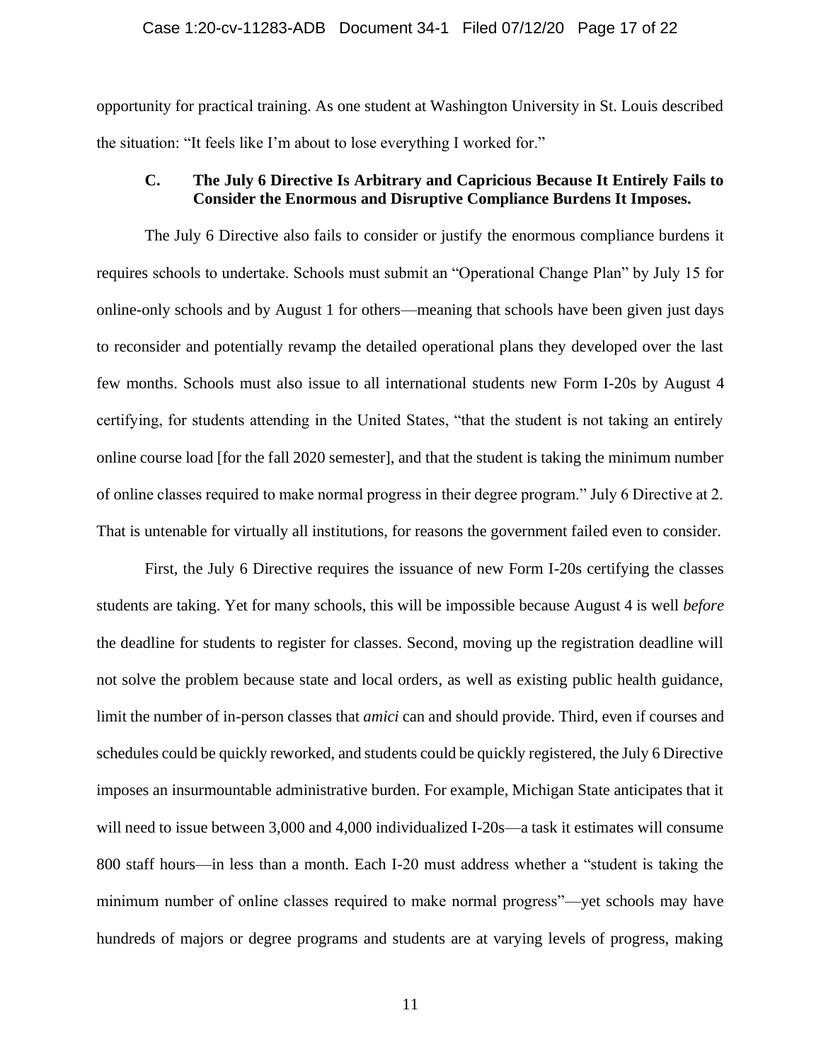opportunity for practical training. As one student at Washington University in St. Louis described the situation: "It feels like I'm about to lose everything I worked for."

### C. The July 6 Directive Is Arbitrary and Capricious Because It Entirely Fails to Consider the Enormous and Disruptive Compliance Burdens It Imposes.

The July 6 Directive also fails to consider or justify the enormous compliance burdens it requires schools to undertake. Schools must submit an "Operational Change Plan" by July 15 for online-only schools and by August 1 for others—meaning that schools have been given just days to reconsider and potentially revamp the detailed operational plans they developed over the last few months. Schools must also issue to all international students new Form I-20s by August 4 certifying, for students attending in the United States, "that the student is not taking an entirely online course load [for the fall 2020 semester], and that the student is taking the minimum number of online classes required to make normal progress in their degree program." July 6 Directive at 2. That is untenable for virtually all institutions, for reasons the government failed even to consider.

First, the July 6 Directive requires the issuance of new Form I-20s certifying the classes students are taking. Yet for many schools, this will be impossible because August 4 is well *before* the deadline for students to register for classes. Second, moving up the registration deadline will not solve the problem because state and local orders, as well as existing public health guidance, limit the number of in-person classes that *amici* can and should provide. Third, even if courses and schedules could be quickly reworked, and students could be quickly registered, the July 6 Directive imposes an insurmountable administrative burden. For example, Michigan State anticipates that it will need to issue between 3,000 and 4,000 individualized I-20s—a task it estimates will consume 800 staff hours—in less than a month. Each I-20 must address whether a "student is taking the minimum number of online classes required to make normal progress"—yet schools may have hundreds of majors or degree programs and students are at varying levels of progress, making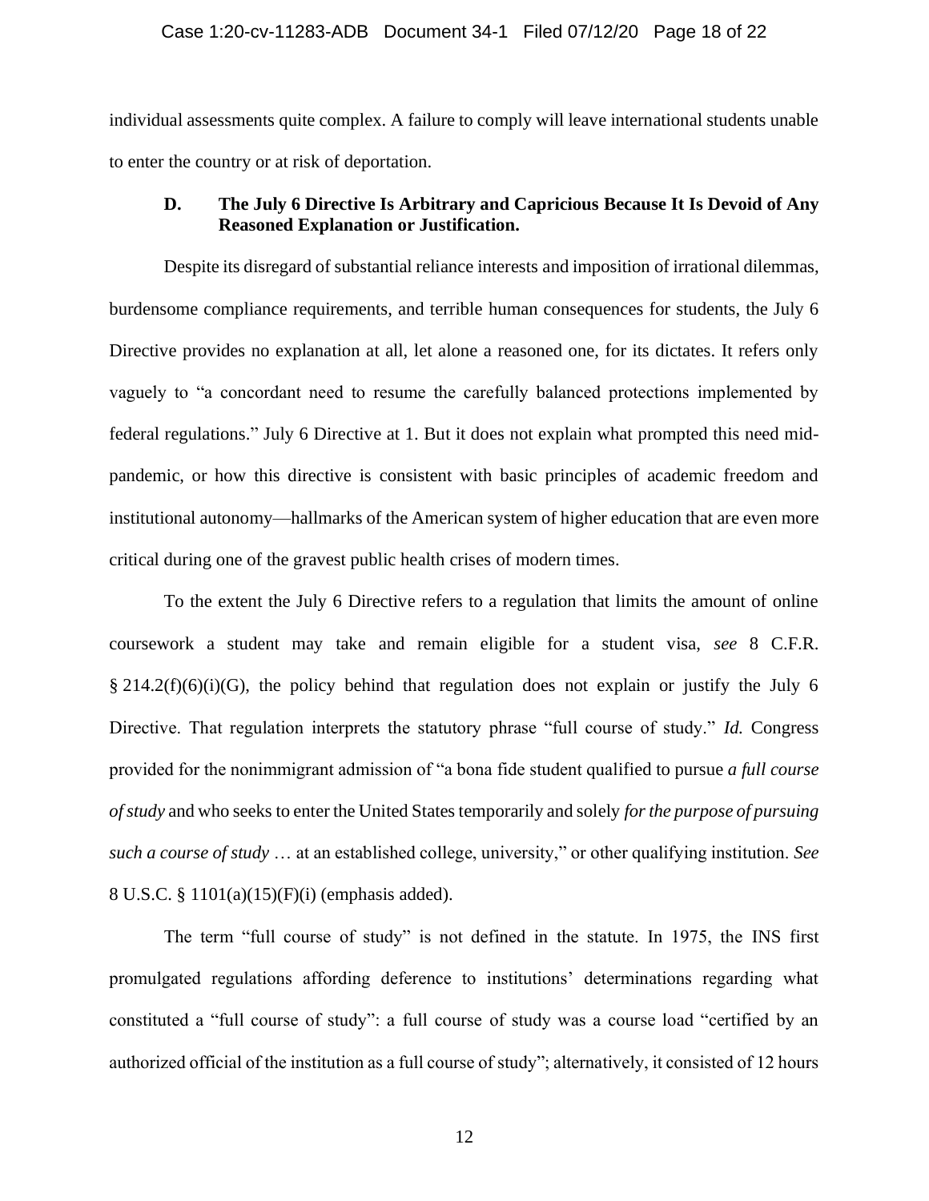individual assessments quite complex. A failure to comply will leave international students unable to enter the country or at risk of deportation.

### D. The July 6 Directive Is Arbitrary and Capricious Because It Is Devoid of Any Reasoned Explanation or Justification.

Despite its disregard of substantial reliance interests and imposition of irrational dilemmas, burdensome compliance requirements, and terrible human consequences for students, the July 6 Directive provides no explanation at all, let alone a reasoned one, for its dictates. It refers only vaguely to "a concordant need to resume the carefully balanced protections implemented by federal regulations." July 6 Directive at 1. But it does not explain what prompted this need mid-pandemic, or how this directive is consistent with basic principles of academic freedom and institutional autonomy—hallmarks of the American system of higher education that are even more critical during one of the gravest public health crises of modern times.

To the extent the July 6 Directive refers to a regulation that limits the amount of online coursework a student may take and remain eligible for a student visa, *see* 8 C.F.R. § 214.2(f)(6)(i)(G), the policy behind that regulation does not explain or justify the July 6 Directive. That regulation interprets the statutory phrase "full course of study." *Id.* Congress provided for the nonimmigrant admission of "a bona fide student qualified to pursue *a full course of study* and who seeks to enter the United States temporarily and solely *for the purpose of pursuing such a course of study* … at an established college, university," or other qualifying institution. *See* 8 U.S.C. § 1101(a)(15)(F)(i) (emphasis added).

The term "full course of study" is not defined in the statute. In 1975, the INS first promulgated regulations affording deference to institutions' determinations regarding what constituted a "full course of study": a full course of study was a course load "certified by an authorized official of the institution as a full course of study"; alternatively, it consisted of 12 hours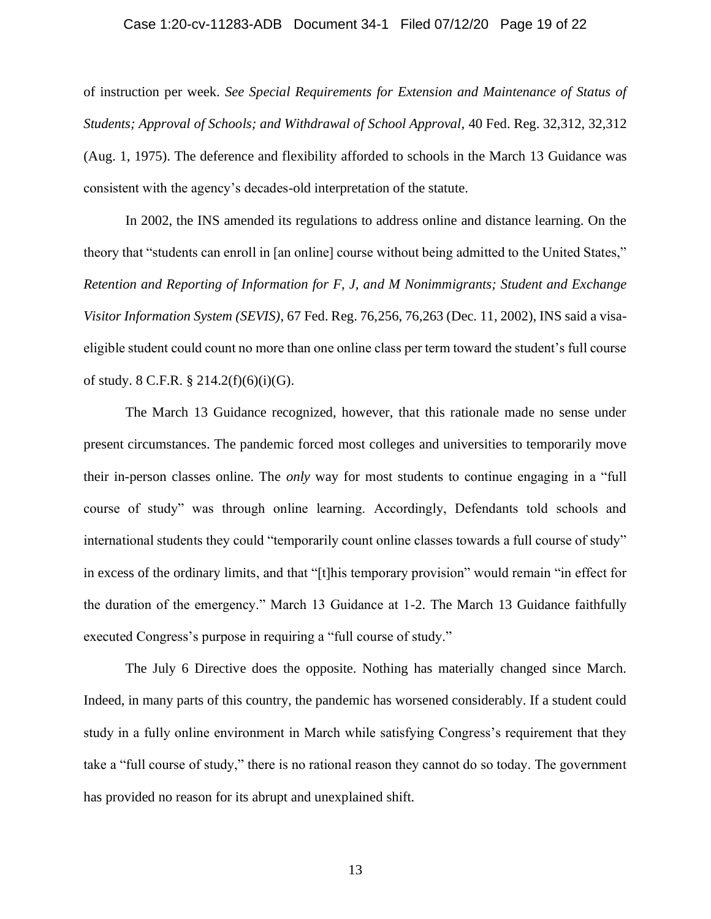of instruction per week. *See Special Requirements for Extension and Maintenance of Status of Students; Approval of Schools; and Withdrawal of School Approval*, 40 Fed. Reg. 32,312, 32,312 (Aug. 1, 1975). The deference and flexibility afforded to schools in the March 13 Guidance was consistent with the agency's decades-old interpretation of the statute.

In 2002, the INS amended its regulations to address online and distance learning. On the theory that "students can enroll in [an online] course without being admitted to the United States," *Retention and Reporting of Information for F, J, and M Nonimmigrants; Student and Exchange Visitor Information System (SEVIS)*, 67 Fed. Reg. 76,256, 76,263 (Dec. 11, 2002), INS said a visa-eligible student could count no more than one online class per term toward the student's full course of study. 8 C.F.R. § 214.2(f)(6)(i)(G).

The March 13 Guidance recognized, however, that this rationale made no sense under present circumstances. The pandemic forced most colleges and universities to temporarily move their in-person classes online. The *only* way for most students to continue engaging in a "full course of study" was through online learning. Accordingly, Defendants told schools and international students they could "temporarily count online classes towards a full course of study" in excess of the ordinary limits, and that "[t]his temporary provision" would remain "in effect for the duration of the emergency." March 13 Guidance at 1-2. The March 13 Guidance faithfully executed Congress's purpose in requiring a "full course of study."

The July 6 Directive does the opposite. Nothing has materially changed since March. Indeed, in many parts of this country, the pandemic has worsened considerably. If a student could study in a fully online environment in March while satisfying Congress's requirement that they take a "full course of study," there is no rational reason they cannot do so today. The government has provided no reason for its abrupt and unexplained shift.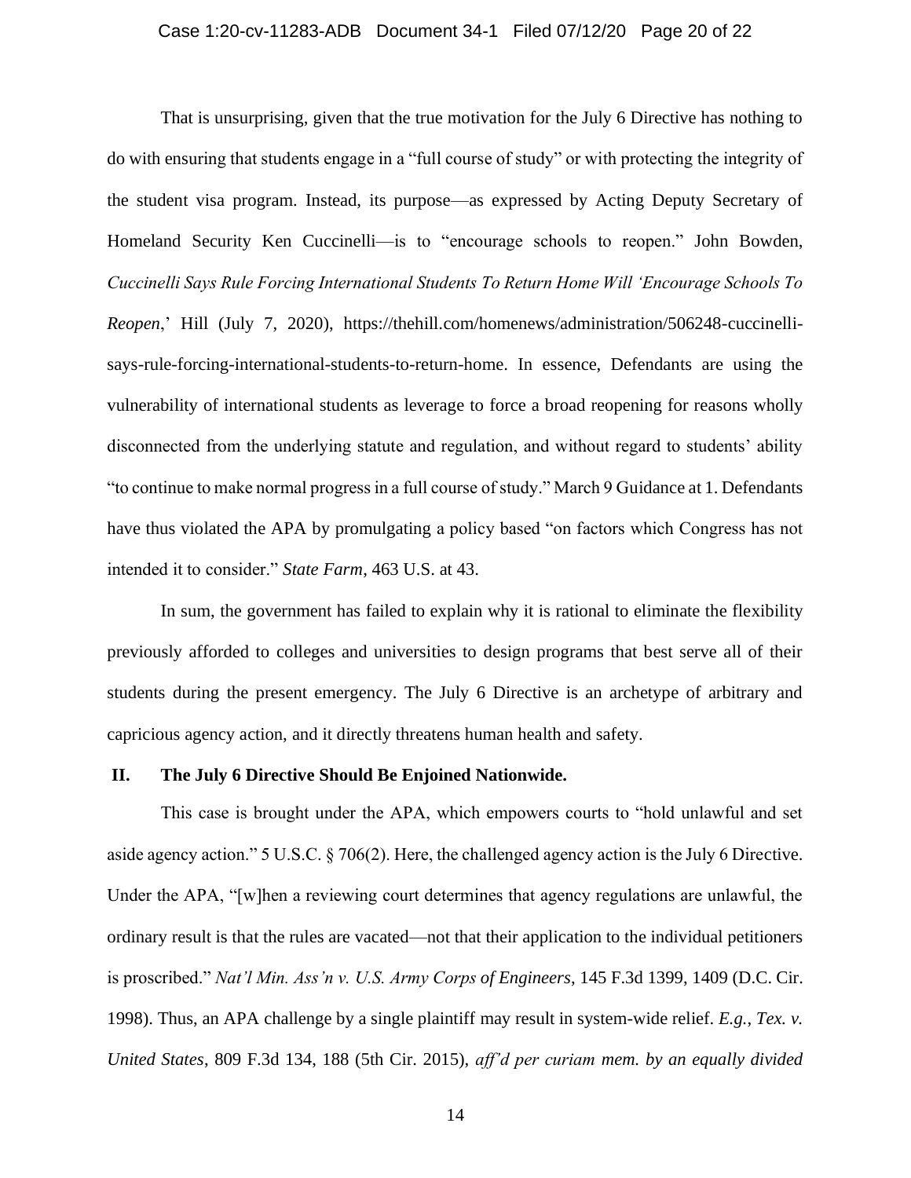That is unsurprising, given that the true motivation for the July 6 Directive has nothing to do with ensuring that students engage in a "full course of study" or with protecting the integrity of the student visa program. Instead, its purpose—as expressed by Acting Deputy Secretary of Homeland Security Ken Cuccinelli—is to "encourage schools to reopen." John Bowden, *Cuccinelli Says Rule Forcing International Students To Return Home Will 'Encourage Schools To Reopen*,' Hill (July 7, 2020), https://thehill.com/homenews/administration/506248-cuccinelli-says-rule-forcing-international-students-to-return-home. In essence, Defendants are using the vulnerability of international students as leverage to force a broad reopening for reasons wholly disconnected from the underlying statute and regulation, and without regard to students' ability "to continue to make normal progress in a full course of study." March 9 Guidance at 1. Defendants have thus violated the APA by promulgating a policy based "on factors which Congress has not intended it to consider." *State Farm*, 463 U.S. at 43.

In sum, the government has failed to explain why it is rational to eliminate the flexibility previously afforded to colleges and universities to design programs that best serve all of their students during the present emergency. The July 6 Directive is an archetype of arbitrary and capricious agency action, and it directly threatens human health and safety.

## II. The July 6 Directive Should Be Enjoined Nationwide.

This case is brought under the APA, which empowers courts to "hold unlawful and set aside agency action." 5 U.S.C. § 706(2). Here, the challenged agency action is the July 6 Directive. Under the APA, "[w]hen a reviewing court determines that agency regulations are unlawful, the ordinary result is that the rules are vacated—not that their application to the individual petitioners is proscribed." *Nat'l Min. Ass'n v. U.S. Army Corps of Engineers*, 145 F.3d 1399, 1409 (D.C. Cir. 1998). Thus, an APA challenge by a single plaintiff may result in system-wide relief. *E.g.*, *Tex. v. United States*, 809 F.3d 134, 188 (5th Cir. 2015), *aff'd per curiam mem. by an equally divided*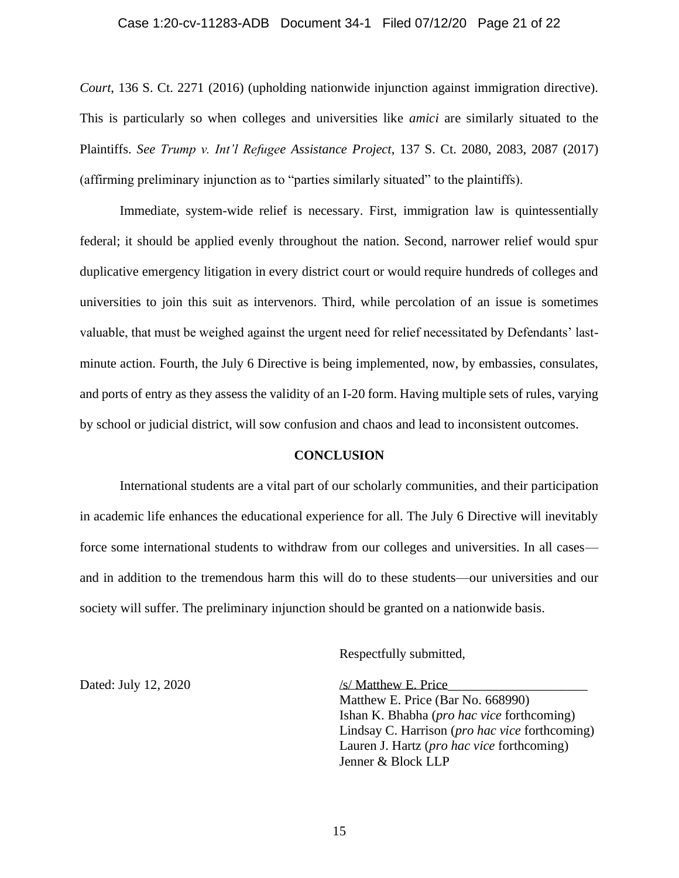*Court*, 136 S. Ct. 2271 (2016) (upholding nationwide injunction against immigration directive). This is particularly so when colleges and universities like *amici* are similarly situated to the Plaintiffs. *See Trump v. Int'l Refugee Assistance Project*, 137 S. Ct. 2080, 2083, 2087 (2017) (affirming preliminary injunction as to "parties similarly situated" to the plaintiffs).

Immediate, system-wide relief is necessary. First, immigration law is quintessentially federal; it should be applied evenly throughout the nation. Second, narrower relief would spur duplicative emergency litigation in every district court or would require hundreds of colleges and universities to join this suit as intervenors. Third, while percolation of an issue is sometimes valuable, that must be weighed against the urgent need for relief necessitated by Defendants' last-minute action. Fourth, the July 6 Directive is being implemented, now, by embassies, consulates, and ports of entry as they assess the validity of an I-20 form. Having multiple sets of rules, varying by school or judicial district, will sow confusion and chaos and lead to inconsistent outcomes.

**CONCLUSION**

International students are a vital part of our scholarly communities, and their participation in academic life enhances the educational experience for all. The July 6 Directive will inevitably force some international students to withdraw from our colleges and universities. In all cases—and in addition to the tremendous harm this will do to these students—our universities and our society will suffer. The preliminary injunction should be granted on a nationwide basis.

Respectfully submitted,

Dated: July 12, 2020

/s/ Matthew E. Price
Matthew E. Price (Bar No. 668990)
Ishan K. Bhabha (*pro hac vice* forthcoming)
Lindsay C. Harrison (*pro hac vice* forthcoming)
Lauren J. Hartz (*pro hac vice* forthcoming)
Jenner & Block LLP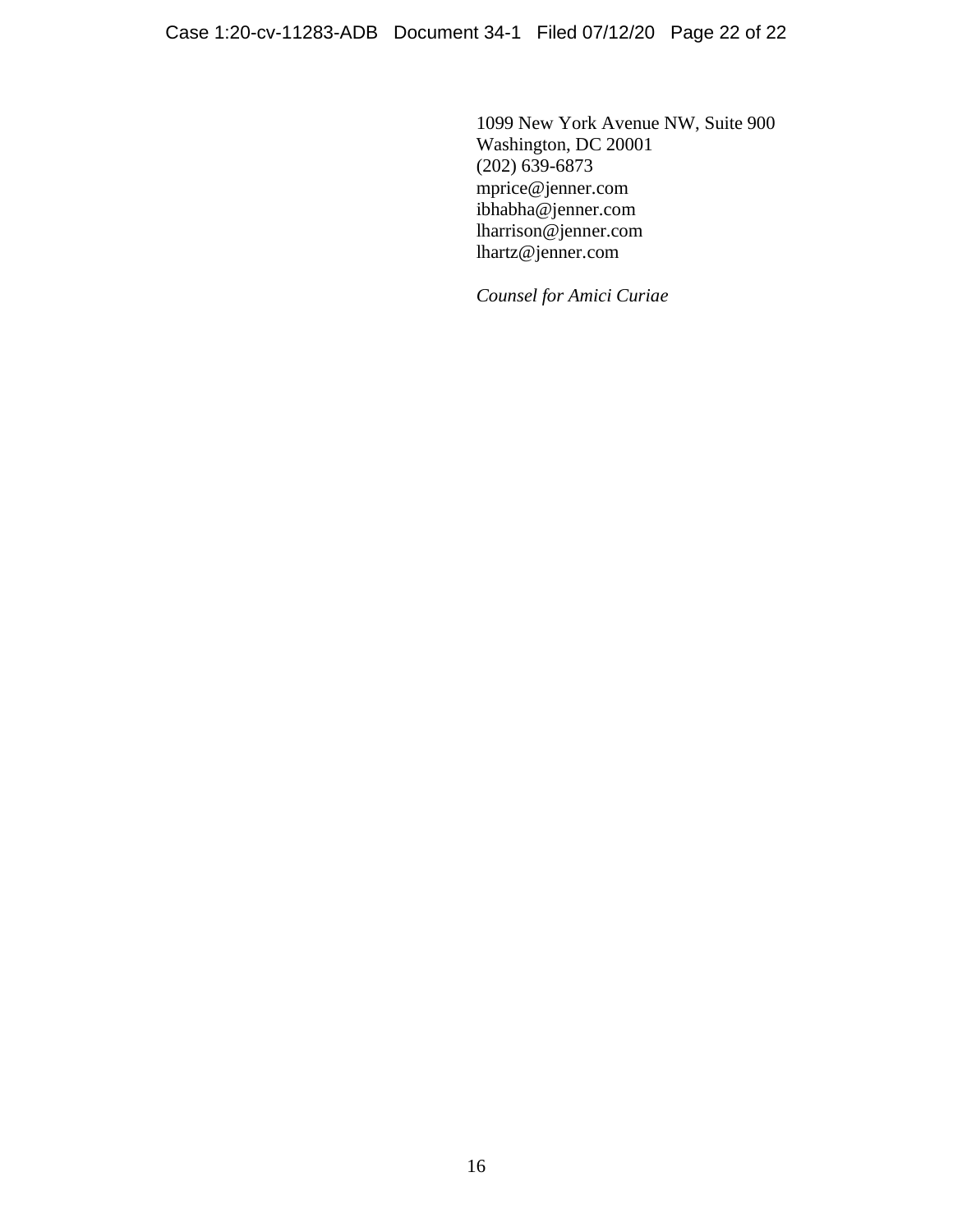1099 New York Avenue NW, Suite 900
Washington, DC 20001
(202) 639-6873
mprice@jenner.com
ibhabha@jenner.com
lharrison@jenner.com
lhartz@jenner.com

*Counsel for Amici Curiae*